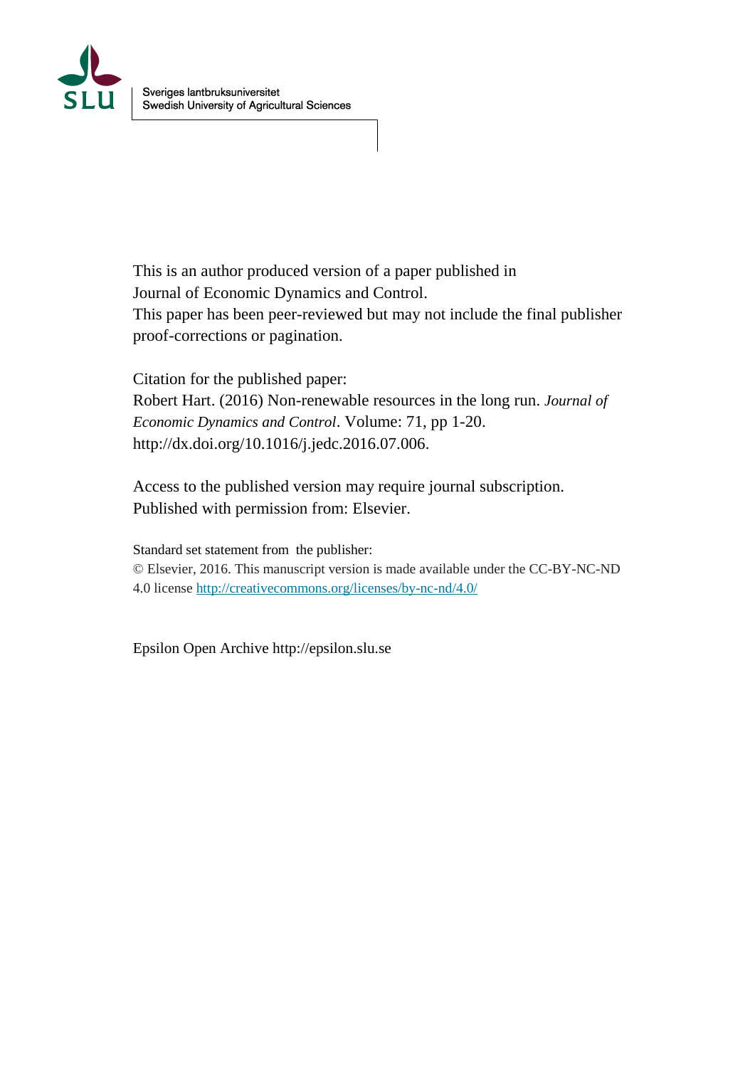Sveriges lantbruksuniversitet
Swedish University of Agricultural Sciences

This is an author produced version of a paper published in
Journal of Economic Dynamics and Control.
This paper has been peer-reviewed but may not include the final publisher proof-corrections or pagination.

Citation for the published paper:
Robert Hart. (2016) Non-renewable resources in the long run. *Journal of Economic Dynamics and Control*. Volume: 71, pp 1-20.
http://dx.doi.org/10.1016/j.jedc.2016.07.006.

Access to the published version may require journal subscription.
Published with permission from: Elsevier.

Standard set statement from the publisher:
© Elsevier, 2016. This manuscript version is made available under the CC-BY-NC-ND 4.0 license http://creativecommons.org/licenses/by-nc-nd/4.0/

Epsilon Open Archive http://epsilon.slu.se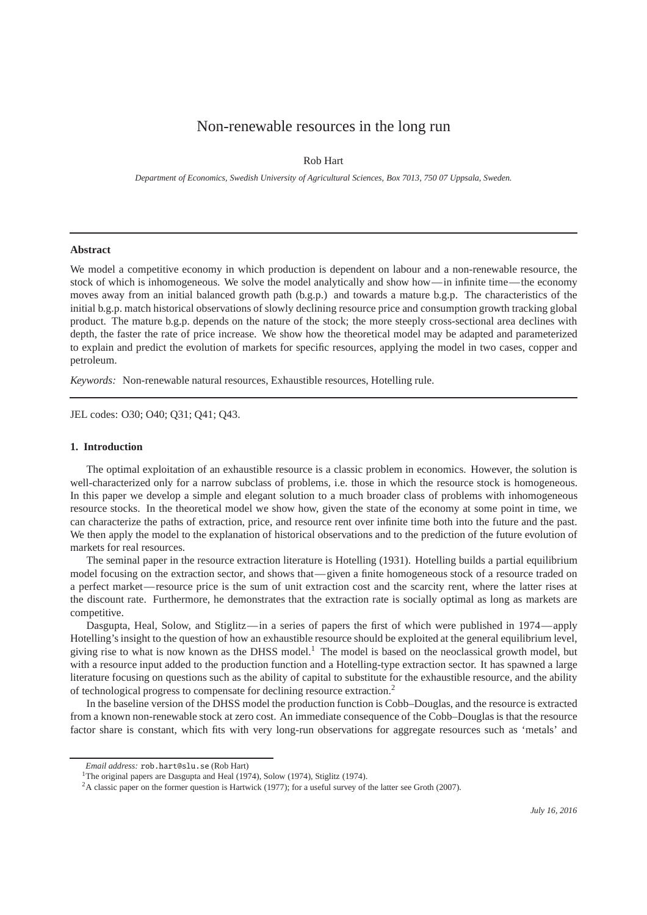# Non-renewable resources in the long run

Rob Hart

*Department of Economics, Swedish University of Agricultural Sciences, Box 7013, 750 07 Uppsala, Sweden.*

---

**Abstract**

We model a competitive economy in which production is dependent on labour and a non-renewable resource, the stock of which is inhomogeneous. We solve the model analytically and show how—in infinite time—the economy moves away from an initial balanced growth path (b.g.p.) and towards a mature b.g.p. The characteristics of the initial b.g.p. match historical observations of slowly declining resource price and consumption growth tracking global product. The mature b.g.p. depends on the nature of the stock; the more steeply cross-sectional area declines with depth, the faster the rate of price increase. We show how the theoretical model may be adapted and parameterized to explain and predict the evolution of markets for specific resources, applying the model in two cases, copper and petroleum.

*Keywords:* Non-renewable natural resources, Exhaustible resources, Hotelling rule.

---

JEL codes: O30; O40; Q31; Q41; Q43.

## 1. Introduction

The optimal exploitation of an exhaustible resource is a classic problem in economics. However, the solution is well-characterized only for a narrow subclass of problems, i.e. those in which the resource stock is homogeneous. In this paper we develop a simple and elegant solution to a much broader class of problems with inhomogeneous resource stocks. In the theoretical model we show how, given the state of the economy at some point in time, we can characterize the paths of extraction, price, and resource rent over infinite time both into the future and the past. We then apply the model to the explanation of historical observations and to the prediction of the future evolution of markets for real resources.

The seminal paper in the resource extraction literature is Hotelling (1931). Hotelling builds a partial equilibrium model focusing on the extraction sector, and shows that—given a finite homogeneous stock of a resource traded on a perfect market—resource price is the sum of unit extraction cost and the scarcity rent, where the latter rises at the discount rate. Furthermore, he demonstrates that the extraction rate is socially optimal as long as markets are competitive.

Dasgupta, Heal, Solow, and Stiglitz—in a series of papers the first of which were published in 1974—apply Hotelling's insight to the question of how an exhaustible resource should be exploited at the general equilibrium level, giving rise to what is now known as the DHSS model.[1] The model is based on the neoclassical growth model, but with a resource input added to the production function and a Hotelling-type extraction sector. It has spawned a large literature focusing on questions such as the ability of capital to substitute for the exhaustible resource, and the ability of technological progress to compensate for declining resource extraction.[2]

In the baseline version of the DHSS model the production function is Cobb–Douglas, and the resource is extracted from a known non-renewable stock at zero cost. An immediate consequence of the Cobb–Douglas is that the resource factor share is constant, which fits with very long-run observations for aggregate resources such as 'metals' and

---

*Email address:* rob.hart@slu.se (Rob Hart)

[1] The original papers are Dasgupta and Heal (1974), Solow (1974), Stiglitz (1974).

[2] A classic paper on the former question is Hartwick (1977); for a useful survey of the latter see Groth (2007).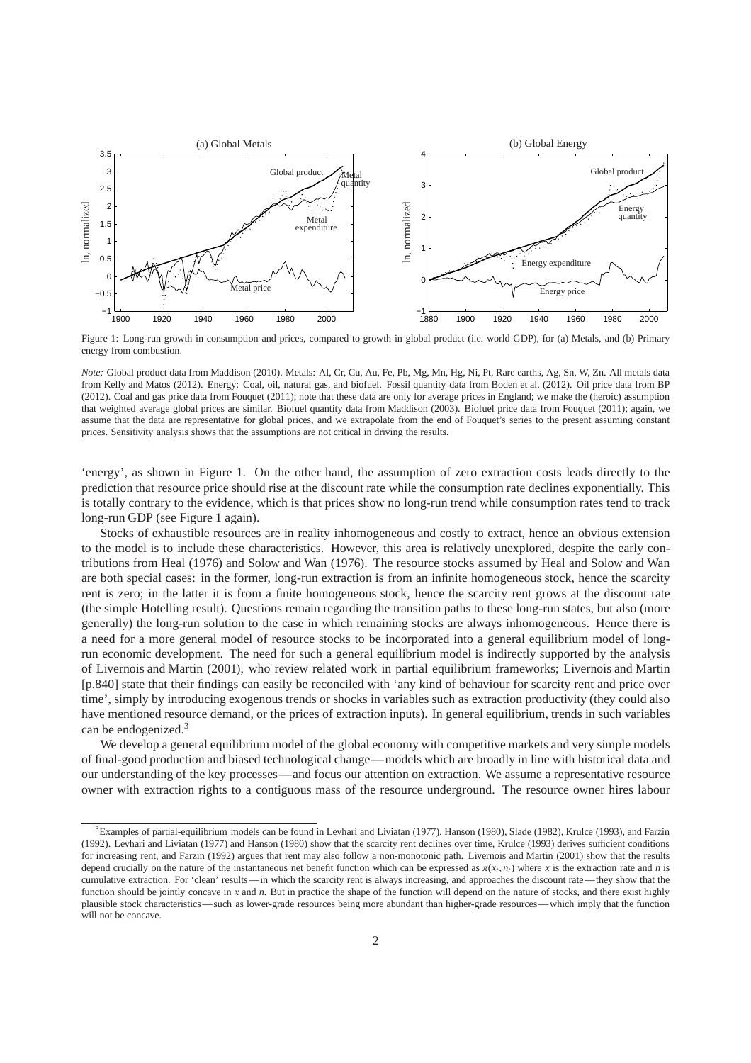Figure 1: Long-run growth in consumption and prices, compared to growth in global product (i.e. world GDP), for (a) Metals, and (b) Primary energy from combustion.

*Note:* Global product data from Maddison (2010). Metals: Al, Cr, Cu, Au, Fe, Pb, Mg, Mn, Hg, Ni, Pt, Rare earths, Ag, Sn, W, Zn. All metals data from Kelly and Matos (2012). Energy: Coal, oil, natural gas, and biofuel. Fossil quantity data from Boden et al. (2012). Oil price data from BP (2012). Coal and gas price data from Fouquet (2011); note that these data are only for average prices in England; we make the (heroic) assumption that weighted average global prices are similar. Biofuel quantity data from Maddison (2003). Biofuel price data from Fouquet (2011); again, we assume that the data are representative for global prices, and we extrapolate from the end of Fouquet's series to the present assuming constant prices. Sensitivity analysis shows that the assumptions are not critical in driving the results.

'energy', as shown in Figure 1. On the other hand, the assumption of zero extraction costs leads directly to the prediction that resource price should rise at the discount rate while the consumption rate declines exponentially. This is totally contrary to the evidence, which is that prices show no long-run trend while consumption rates tend to track long-run GDP (see Figure 1 again).

Stocks of exhaustible resources are in reality inhomogeneous and costly to extract, hence an obvious extension to the model is to include these characteristics. However, this area is relatively unexplored, despite the early contributions from Heal (1976) and Solow and Wan (1976). The resource stocks assumed by Heal and Solow and Wan are both special cases: in the former, long-run extraction is from an infinite homogeneous stock, hence the scarcity rent is zero; in the latter it is from a finite homogeneous stock, hence the scarcity rent grows at the discount rate (the simple Hotelling result). Questions remain regarding the transition paths to these long-run states, but also (more generally) the long-run solution to the case in which remaining stocks are always inhomogeneous. Hence there is a need for a more general model of resource stocks to be incorporated into a general equilibrium model of long-run economic development. The need for such a general equilibrium model is indirectly supported by the analysis of Livernois and Martin (2001), who review related work in partial equilibrium frameworks; Livernois and Martin [p.840] state that their findings can easily be reconciled with 'any kind of behaviour for scarcity rent and price over time', simply by introducing exogenous trends or shocks in variables such as extraction productivity (they could also have mentioned resource demand, or the prices of extraction inputs). In general equilibrium, trends in such variables can be endogenized.[3]

We develop a general equilibrium model of the global economy with competitive markets and very simple models of final-good production and biased technological change—models which are broadly in line with historical data and our understanding of the key processes—and focus our attention on extraction. We assume a representative resource owner with extraction rights to a contiguous mass of the resource underground. The resource owner hires labour

[3]Examples of partial-equilibrium models can be found in Levhari and Liviatan (1977), Hanson (1980), Slade (1982), Krulce (1993), and Farzin (1992). Levhari and Liviatan (1977) and Hanson (1980) show that the scarcity rent declines over time, Krulce (1993) derives sufficient conditions for increasing rent, and Farzin (1992) argues that rent may also follow a non-monotonic path. Livernois and Martin (2001) show that the results depend crucially on the nature of the instantaneous net benefit function which can be expressed as $\pi(x_t, n_t)$ where $x$ is the extraction rate and $n$ is cumulative extraction. For 'clean' results—in which the scarcity rent is always increasing, and approaches the discount rate—they show that the function should be jointly concave in $x$ and $n$. But in practice the shape of the function will depend on the nature of stocks, and there exist highly plausible stock characteristics—such as lower-grade resources being more abundant than higher-grade resources—which imply that the function will not be concave.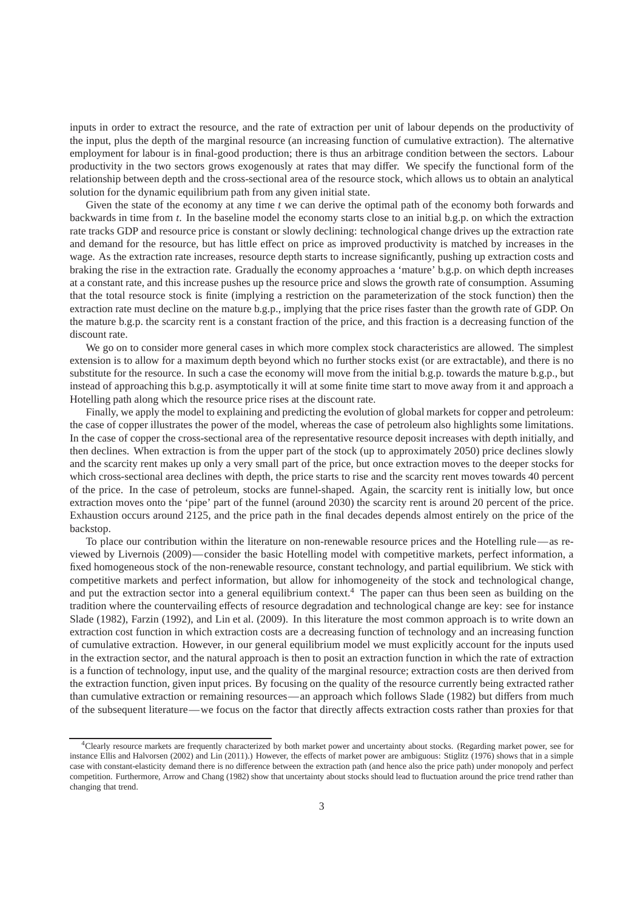inputs in order to extract the resource, and the rate of extraction per unit of labour depends on the productivity of the input, plus the depth of the marginal resource (an increasing function of cumulative extraction). The alternative employment for labour is in final-good production; there is thus an arbitrage condition between the sectors. Labour productivity in the two sectors grows exogenously at rates that may differ. We specify the functional form of the relationship between depth and the cross-sectional area of the resource stock, which allows us to obtain an analytical solution for the dynamic equilibrium path from any given initial state.

Given the state of the economy at any time $t$ we can derive the optimal path of the economy both forwards and backwards in time from $t$. In the baseline model the economy starts close to an initial b.g.p. on which the extraction rate tracks GDP and resource price is constant or slowly declining: technological change drives up the extraction rate and demand for the resource, but has little effect on price as improved productivity is matched by increases in the wage. As the extraction rate increases, resource depth starts to increase significantly, pushing up extraction costs and braking the rise in the extraction rate. Gradually the economy approaches a 'mature' b.g.p. on which depth increases at a constant rate, and this increase pushes up the resource price and slows the growth rate of consumption. Assuming that the total resource stock is finite (implying a restriction on the parameterization of the stock function) then the extraction rate must decline on the mature b.g.p., implying that the price rises faster than the growth rate of GDP. On the mature b.g.p. the scarcity rent is a constant fraction of the price, and this fraction is a decreasing function of the discount rate.

We go on to consider more general cases in which more complex stock characteristics are allowed. The simplest extension is to allow for a maximum depth beyond which no further stocks exist (or are extractable), and there is no substitute for the resource. In such a case the economy will move from the initial b.g.p. towards the mature b.g.p., but instead of approaching this b.g.p. asymptotically it will at some finite time start to move away from it and approach a Hotelling path along which the resource price rises at the discount rate.

Finally, we apply the model to explaining and predicting the evolution of global markets for copper and petroleum: the case of copper illustrates the power of the model, whereas the case of petroleum also highlights some limitations. In the case of copper the cross-sectional area of the representative resource deposit increases with depth initially, and then declines. When extraction is from the upper part of the stock (up to approximately 2050) price declines slowly and the scarcity rent makes up only a very small part of the price, but once extraction moves to the deeper stocks for which cross-sectional area declines with depth, the price starts to rise and the scarcity rent moves towards 40 percent of the price. In the case of petroleum, stocks are funnel-shaped. Again, the scarcity rent is initially low, but once extraction moves onto the 'pipe' part of the funnel (around 2030) the scarcity rent is around 20 percent of the price. Exhaustion occurs around 2125, and the price path in the final decades depends almost entirely on the price of the backstop.

To place our contribution within the literature on non-renewable resource prices and the Hotelling rule — as reviewed by Livernois (2009) — consider the basic Hotelling model with competitive markets, perfect information, a fixed homogeneous stock of the non-renewable resource, constant technology, and partial equilibrium. We stick with competitive markets and perfect information, but allow for inhomogeneity of the stock and technological change, and put the extraction sector into a general equilibrium context.[4] The paper can thus been seen as building on the tradition where the countervailing effects of resource degradation and technological change are key: see for instance Slade (1982), Farzin (1992), and Lin et al. (2009). In this literature the most common approach is to write down an extraction cost function in which extraction costs are a decreasing function of technology and an increasing function of cumulative extraction. However, in our general equilibrium model we must explicitly account for the inputs used in the extraction sector, and the natural approach is then to posit an extraction function in which the rate of extraction is a function of technology, input use, and the quality of the marginal resource; extraction costs are then derived from the extraction function, given input prices. By focusing on the quality of the resource currently being extracted rather than cumulative extraction or remaining resources — an approach which follows Slade (1982) but differs from much of the subsequent literature — we focus on the factor that directly affects extraction costs rather than proxies for that

[4]Clearly resource markets are frequently characterized by both market power and uncertainty about stocks. (Regarding market power, see for instance Ellis and Halvorsen (2002) and Lin (2011).) However, the effects of market power are ambiguous: Stiglitz (1976) shows that in a simple case with constant-elasticity demand there is no difference between the extraction path (and hence also the price path) under monopoly and perfect competition. Furthermore, Arrow and Chang (1982) show that uncertainty about stocks should lead to fluctuation around the price trend rather than changing that trend.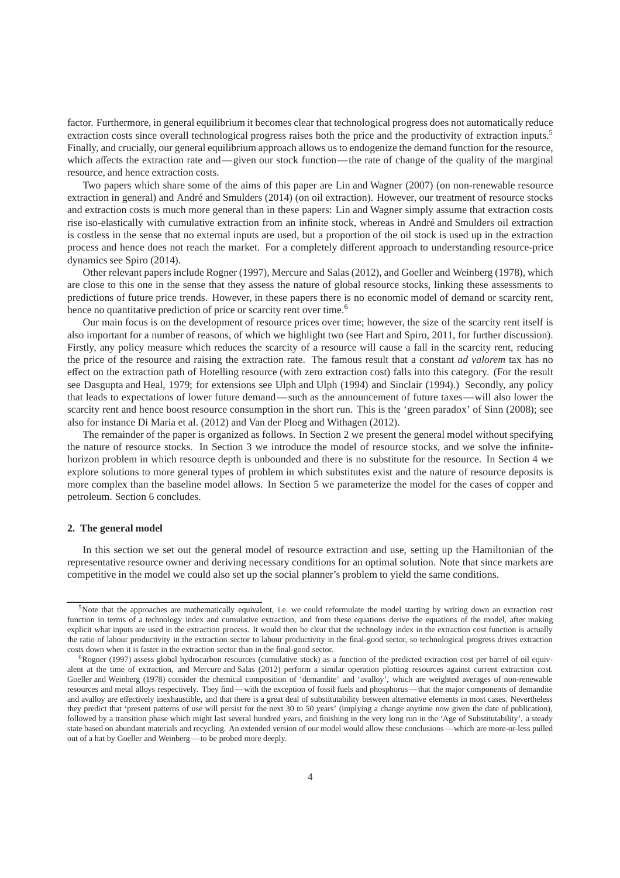factor. Furthermore, in general equilibrium it becomes clear that technological progress does not automatically reduce extraction costs since overall technological progress raises both the price and the productivity of extraction inputs.[5] Finally, and crucially, our general equilibrium approach allows us to endogenize the demand function for the resource, which affects the extraction rate and—given our stock function—the rate of change of the quality of the marginal resource, and hence extraction costs.

Two papers which share some of the aims of this paper are Lin and Wagner (2007) (on non-renewable resource extraction in general) and André and Smulders (2014) (on oil extraction). However, our treatment of resource stocks and extraction costs is much more general than in these papers: Lin and Wagner simply assume that extraction costs rise iso-elastically with cumulative extraction from an infinite stock, whereas in André and Smulders oil extraction is costless in the sense that no external inputs are used, but a proportion of the oil stock is used up in the extraction process and hence does not reach the market. For a completely different approach to understanding resource-price dynamics see Spiro (2014).

Other relevant papers include Rogner (1997), Mercure and Salas (2012), and Goeller and Weinberg (1978), which are close to this one in the sense that they assess the nature of global resource stocks, linking these assessments to predictions of future price trends. However, in these papers there is no economic model of demand or scarcity rent, hence no quantitative prediction of price or scarcity rent over time.[6]

Our main focus is on the development of resource prices over time; however, the size of the scarcity rent itself is also important for a number of reasons, of which we highlight two (see Hart and Spiro, 2011, for further discussion). Firstly, any policy measure which reduces the scarcity of a resource will cause a fall in the scarcity rent, reducing the price of the resource and raising the extraction rate. The famous result that a constant *ad valorem* tax has no effect on the extraction path of Hotelling resource (with zero extraction cost) falls into this category. (For the result see Dasgupta and Heal, 1979; for extensions see Ulph and Ulph (1994) and Sinclair (1994).) Secondly, any policy that leads to expectations of lower future demand—such as the announcement of future taxes—will also lower the scarcity rent and hence boost resource consumption in the short run. This is the 'green paradox' of Sinn (2008); see also for instance Di Maria et al. (2012) and Van der Ploeg and Withagen (2012).

The remainder of the paper is organized as follows. In Section 2 we present the general model without specifying the nature of resource stocks. In Section 3 we introduce the model of resource stocks, and we solve the infinite-horizon problem in which resource depth is unbounded and there is no substitute for the resource. In Section 4 we explore solutions to more general types of problem in which substitutes exist and the nature of resource deposits is more complex than the baseline model allows. In Section 5 we parameterize the model for the cases of copper and petroleum. Section 6 concludes.

## 2. The general model

In this section we set out the general model of resource extraction and use, setting up the Hamiltonian of the representative resource owner and deriving necessary conditions for an optimal solution. Note that since markets are competitive in the model we could also set up the social planner's problem to yield the same conditions.

---

[5] Note that the approaches are mathematically equivalent, i.e. we could reformulate the model starting by writing down an extraction cost function in terms of a technology index and cumulative extraction, and from these equations derive the equations of the model, after making explicit what inputs are used in the extraction process. It would then be clear that the technology index in the extraction cost function is actually the ratio of labour productivity in the extraction sector to labour productivity in the final-good sector, so technological progress drives extraction costs down when it is faster in the extraction sector than in the final-good sector.

[6] Rogner (1997) assess global hydrocarbon resources (cumulative stock) as a function of the predicted extraction cost per barrel of oil equivalent at the time of extraction, and Mercure and Salas (2012) perform a similar operation plotting resources against current extraction cost. Goeller and Weinberg (1978) consider the chemical composition of 'demandite' and 'avalloy', which are weighted averages of non-renewable resources and metal alloys respectively. They find—with the exception of fossil fuels and phosphorus—that the major components of demandite and avalloy are effectively inexhaustible, and that there is a great deal of substitutability between alternative elements in most cases. Nevertheless they predict that 'present patterns of use will persist for the next 30 to 50 years' (implying a change anytime now given the date of publication), followed by a transition phase which might last several hundred years, and finishing in the very long run in the 'Age of Substitutability', a steady state based on abundant materials and recycling. An extended version of our model would allow these conclusions—which are more-or-less pulled out of a hat by Goeller and Weinberg—to be probed more deeply.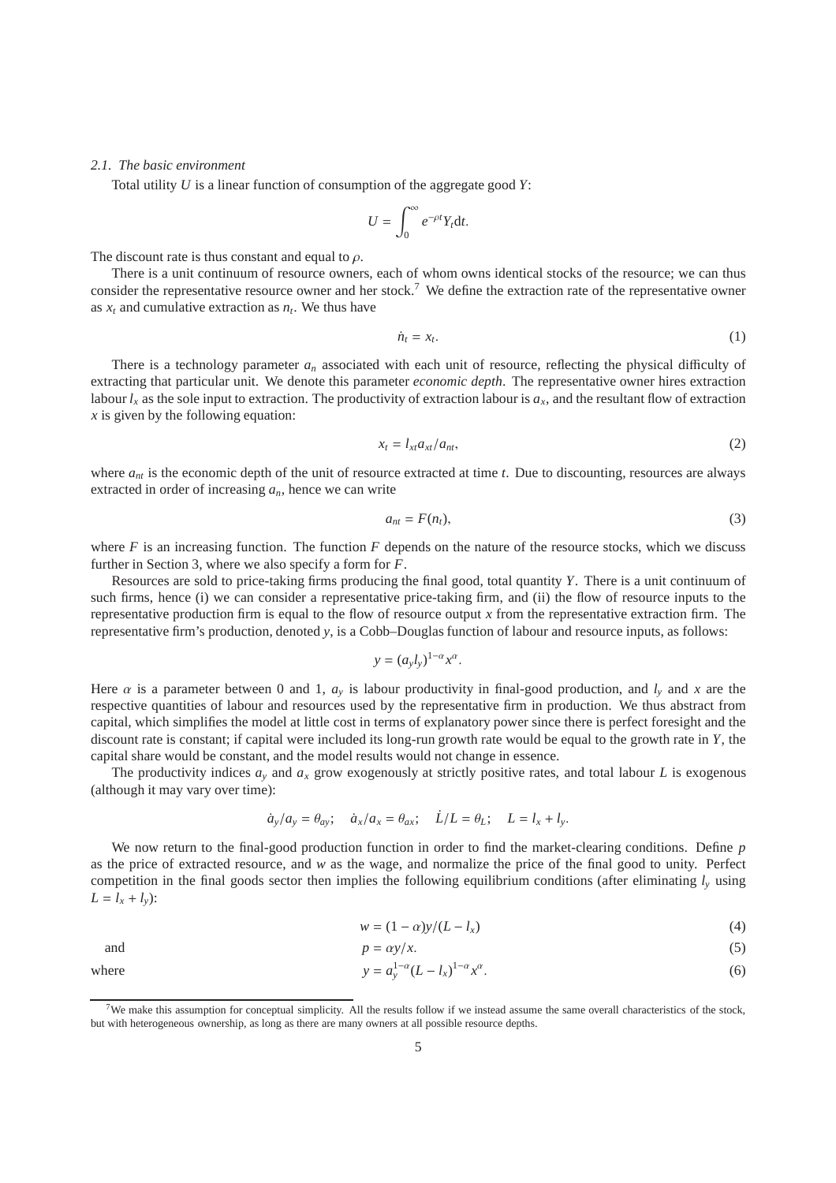### 2.1. The basic environment

Total utility $U$ is a linear function of consumption of the aggregate good $Y$:

$$U = \int_0^\infty e^{-\rho t} Y_t \mathrm{d}t.$$

The discount rate is thus constant and equal to $\rho$.

There is a unit continuum of resource owners, each of whom owns identical stocks of the resource; we can thus consider the representative resource owner and her stock.[7] We define the extraction rate of the representative owner as $x_t$ and cumulative extraction as $n_t$. We thus have

$$\dot{n}_t = x_t. \tag{1}$$

There is a technology parameter $a_n$ associated with each unit of resource, reflecting the physical difficulty of extracting that particular unit. We denote this parameter *economic depth*. The representative owner hires extraction labour $l_x$ as the sole input to extraction. The productivity of extraction labour is $a_x$, and the resultant flow of extraction $x$ is given by the following equation:

$$x_t = l_{xt} a_{xt} / a_{nt}, \tag{2}$$

where $a_{nt}$ is the economic depth of the unit of resource extracted at time $t$. Due to discounting, resources are always extracted in order of increasing $a_n$, hence we can write

$$a_{nt} = F(n_t), \tag{3}$$

where $F$ is an increasing function. The function $F$ depends on the nature of the resource stocks, which we discuss further in Section 3, where we also specify a form for $F$.

Resources are sold to price-taking firms producing the final good, total quantity $Y$. There is a unit continuum of such firms, hence (i) we can consider a representative price-taking firm, and (ii) the flow of resource inputs to the representative production firm is equal to the flow of resource output $x$ from the representative extraction firm. The representative firm's production, denoted $y$, is a Cobb–Douglas function of labour and resource inputs, as follows:

$$y = (a_y l_y)^{1-\alpha} x^\alpha.$$

Here $\alpha$ is a parameter between 0 and 1, $a_y$ is labour productivity in final-good production, and $l_y$ and $x$ are the respective quantities of labour and resources used by the representative firm in production. We thus abstract from capital, which simplifies the model at little cost in terms of explanatory power since there is perfect foresight and the discount rate is constant; if capital were included its long-run growth rate would be equal to the growth rate in $Y$, the capital share would be constant, and the model results would not change in essence.

The productivity indices $a_y$ and $a_x$ grow exogenously at strictly positive rates, and total labour $L$ is exogenous (although it may vary over time):

$$\dot{a}_y / a_y = \theta_{ay}; \quad \dot{a}_x / a_x = \theta_{ax}; \quad \dot{L}/L = \theta_L; \quad L = l_x + l_y.$$

We now return to the final-good production function in order to find the market-clearing conditions. Define $p$ as the price of extracted resource, and $w$ as the wage, and normalize the price of the final good to unity. Perfect competition in the final goods sector then implies the following equilibrium conditions (after eliminating $l_y$ using $L = l_x + l_y$):

$$w = (1-\alpha) y / (L - l_x) \tag{4}$$

and

$$p = \alpha y / x. \tag{5}$$

where

$$y = a_y^{1-\alpha} (L - l_x)^{1-\alpha} x^\alpha. \tag{6}$$

[7] We make this assumption for conceptual simplicity. All the results follow if we instead assume the same overall characteristics of the stock, but with heterogeneous ownership, as long as there are many owners at all possible resource depths.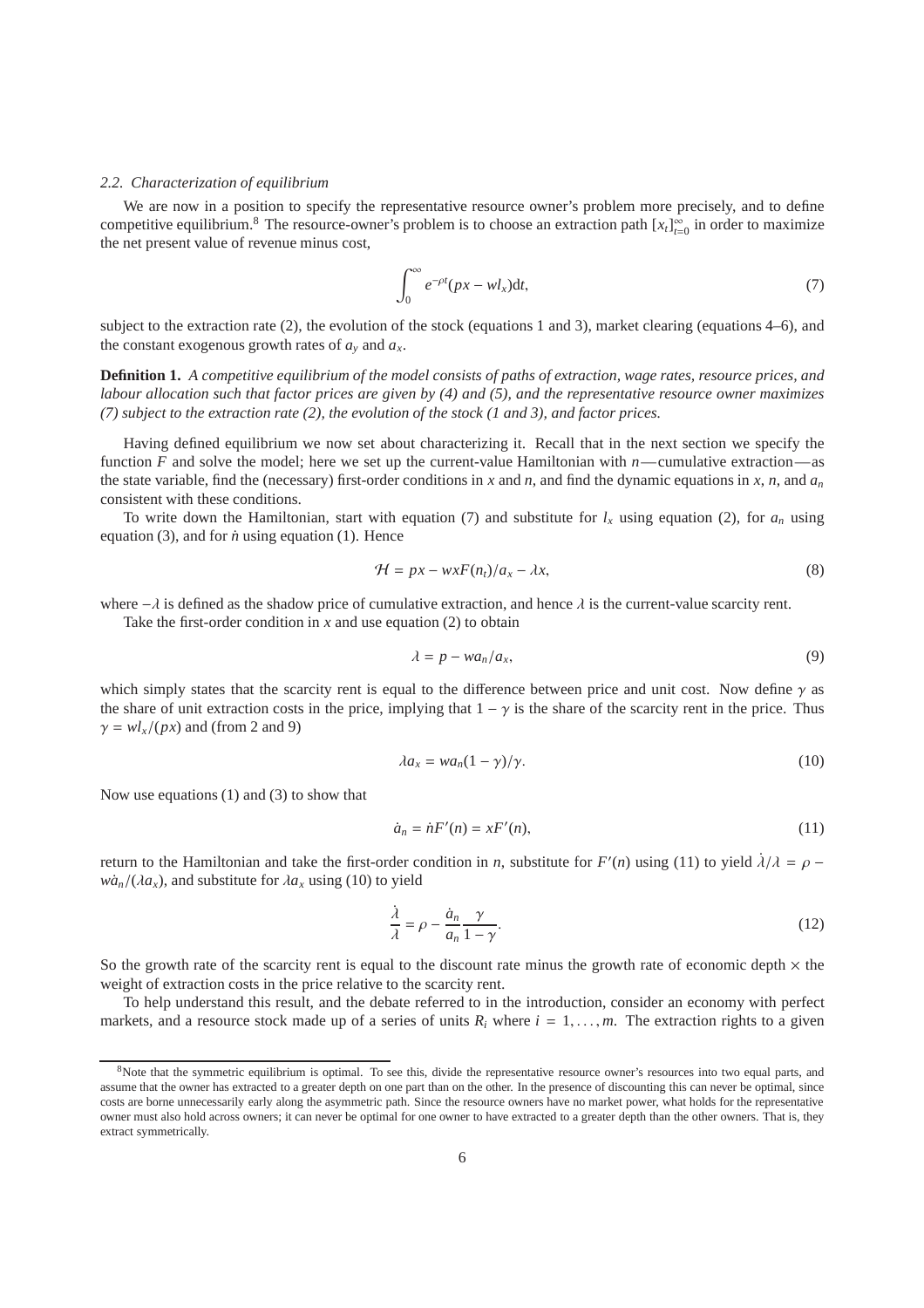### 2.2. Characterization of equilibrium

We are now in a position to specify the representative resource owner's problem more precisely, and to define competitive equilibrium.[8] The resource-owner's problem is to choose an extraction path $[x_t]_{t=0}^{\infty}$ in order to maximize the net present value of revenue minus cost,

$$\int_0^{\infty} e^{-\rho t}(px - wl_x)\mathrm{d}t, \tag{7}$$

subject to the extraction rate (2), the evolution of the stock (equations 1 and 3), market clearing (equations 4–6), and the constant exogenous growth rates of $a_y$ and $a_x$.

**Definition 1.** *A competitive equilibrium of the model consists of paths of extraction, wage rates, resource prices, and labour allocation such that factor prices are given by (4) and (5), and the representative resource owner maximizes (7) subject to the extraction rate (2), the evolution of the stock (1 and 3), and factor prices.*

Having defined equilibrium we now set about characterizing it. Recall that in the next section we specify the function $F$ and solve the model; here we set up the current-value Hamiltonian with $n$—cumulative extraction—as the state variable, find the (necessary) first-order conditions in $x$ and $n$, and find the dynamic equations in $x$, $n$, and $a_n$ consistent with these conditions.

To write down the Hamiltonian, start with equation (7) and substitute for $l_x$ using equation (2), for $a_n$ using equation (3), and for $\dot{n}$ using equation (1). Hence

$$\mathcal{H} = px - wxF(n_t)/a_x - \lambda x, \tag{8}$$

where $-\lambda$ is defined as the shadow price of cumulative extraction, and hence $\lambda$ is the current-value scarcity rent.

Take the first-order condition in $x$ and use equation (2) to obtain

$$\lambda = p - wa_n/a_x, \tag{9}$$

which simply states that the scarcity rent is equal to the difference between price and unit cost. Now define $\gamma$ as the share of unit extraction costs in the price, implying that $1 - \gamma$ is the share of the scarcity rent in the price. Thus $\gamma = wl_x/(px)$ and (from 2 and 9)

$$\lambda a_x = wa_n(1 - \gamma)/\gamma. \tag{10}$$

Now use equations (1) and (3) to show that

$$\dot{a}_n = \dot{n}F'(n) = xF'(n), \tag{11}$$

return to the Hamiltonian and take the first-order condition in $n$, substitute for $F'(n)$ using (11) to yield $\dot{\lambda}/\lambda = \rho - w\dot{a}_n/(\lambda a_x)$, and substitute for $\lambda a_x$ using (10) to yield

$$\frac{\dot{\lambda}}{\lambda} = \rho - \frac{\dot{a}_n}{a_n}\frac{\gamma}{1-\gamma}. \tag{12}$$

So the growth rate of the scarcity rent is equal to the discount rate minus the growth rate of economic depth × the weight of extraction costs in the price relative to the scarcity rent.

To help understand this result, and the debate referred to in the introduction, consider an economy with perfect markets, and a resource stock made up of a series of units $R_i$ where $i = 1, \ldots, m$. The extraction rights to a given

---

[8] Note that the symmetric equilibrium is optimal. To see this, divide the representative resource owner's resources into two equal parts, and assume that the owner has extracted to a greater depth on one part than on the other. In the presence of discounting this can never be optimal, since costs are borne unnecessarily early along the asymmetric path. Since the resource owners have no market power, what holds for the representative owner must also hold across owners; it can never be optimal for one owner to have extracted to a greater depth than the other owners. That is, they extract symmetrically.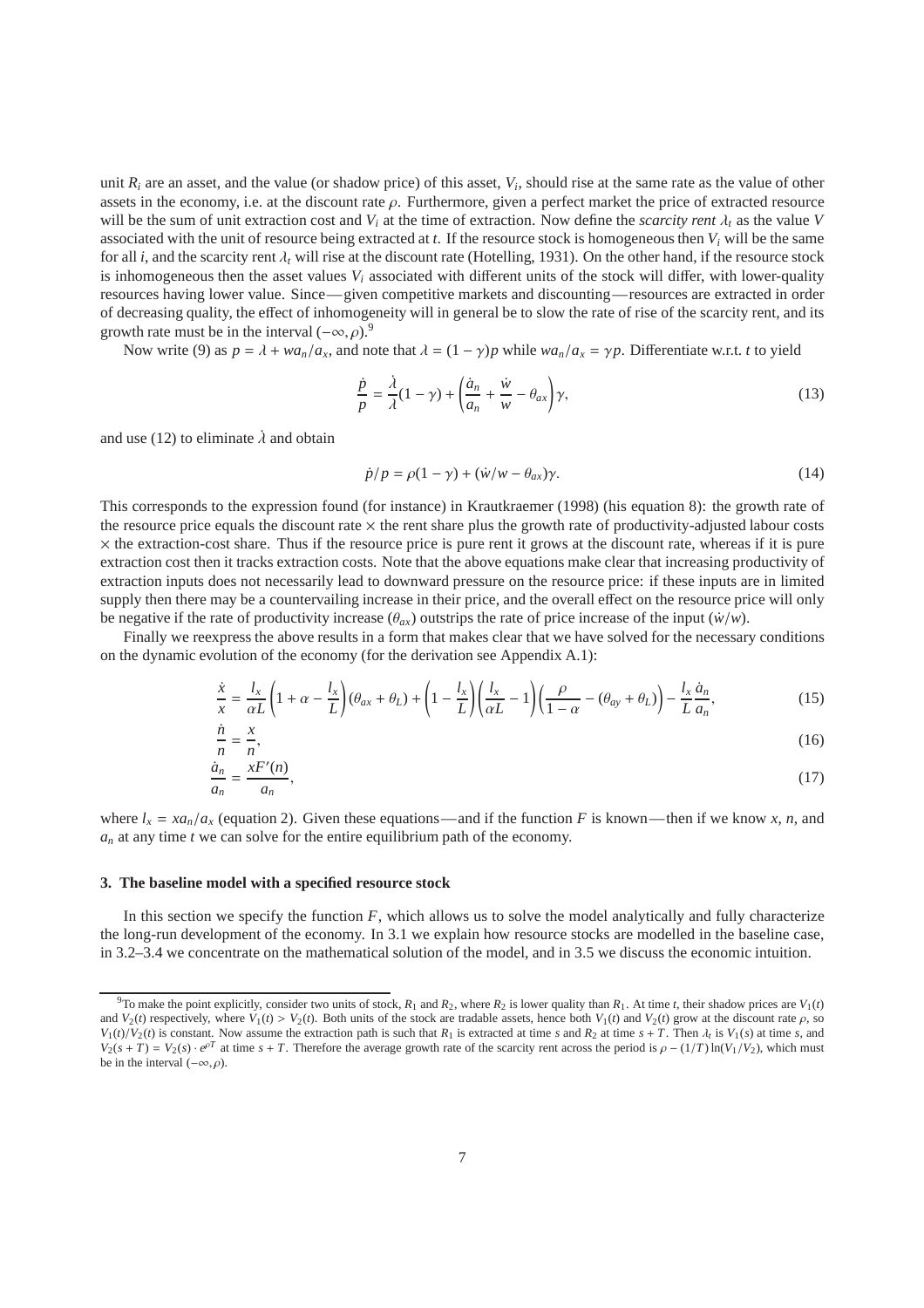unit $R_i$ are an asset, and the value (or shadow price) of this asset, $V_i$, should rise at the same rate as the value of other assets in the economy, i.e. at the discount rate $\rho$. Furthermore, given a perfect market the price of extracted resource will be the sum of unit extraction cost and $V_i$ at the time of extraction. Now define the *scarcity rent* $\lambda_t$ as the value $V$ associated with the unit of resource being extracted at $t$. If the resource stock is homogeneous then $V_i$ will be the same for all $i$, and the scarcity rent $\lambda_t$ will rise at the discount rate (Hotelling, 1931). On the other hand, if the resource stock is inhomogeneous then the asset values $V_i$ associated with different units of the stock will differ, with lower-quality resources having lower value. Since—given competitive markets and discounting—resources are extracted in order of decreasing quality, the effect of inhomogeneity will in general be to slow the rate of rise of the scarcity rent, and its growth rate must be in the interval $(-\infty, \rho)$.[9]

Now write (9) as $p = \lambda + wa_n/a_x$, and note that $\lambda = (1-\gamma)p$ while $wa_n/a_x = \gamma p$. Differentiate w.r.t. $t$ to yield

$$\frac{\dot{p}}{p} = \frac{\dot{\lambda}}{\lambda}(1-\gamma) + \left(\frac{\dot{a}_n}{a_n} + \frac{\dot{w}}{w} - \theta_{ax}\right)\gamma, \tag{13}$$

and use (12) to eliminate $\dot{\lambda}$ and obtain

$$\dot{p}/p = \rho(1-\gamma) + (\dot{w}/w - \theta_{ax})\gamma. \tag{14}$$

This corresponds to the expression found (for instance) in Krautkraemer (1998) (his equation 8): the growth rate of the resource price equals the discount rate $\times$ the rent share plus the growth rate of productivity-adjusted labour costs $\times$ the extraction-cost share. Thus if the resource price is pure rent it grows at the discount rate, whereas if it is pure extraction cost then it tracks extraction costs. Note that the above equations make clear that increasing productivity of extraction inputs does not necessarily lead to downward pressure on the resource price: if these inputs are in limited supply then there may be a countervailing increase in their price, and the overall effect on the resource price will only be negative if the rate of productivity increase ($\theta_{ax}$) outstrips the rate of price increase of the input ($\dot{w}/w$).

Finally we reexpress the above results in a form that makes clear that we have solved for the necessary conditions on the dynamic evolution of the economy (for the derivation see Appendix A.1):

$$\frac{\dot{x}}{x} = \frac{l_x}{\alpha L}\left(1 + \alpha - \frac{l_x}{L}\right)(\theta_{ax} + \theta_L) + \left(1 - \frac{l_x}{L}\right)\left(\frac{l_x}{\alpha L} - 1\right)\left(\frac{\rho}{1-\alpha} - (\theta_{ay} + \theta_L)\right) - \frac{l_x}{L}\frac{\dot{a}_n}{a_n}, \tag{15}$$

$$\frac{\dot{n}}{n} = \frac{x}{n}, \tag{16}$$

$$\frac{\dot{a}_n}{a_n} = \frac{xF'(n)}{a_n}, \tag{17}$$

where $l_x = xa_n/a_x$ (equation 2). Given these equations—and if the function $F$ is known—then if we know $x$, $n$, and $a_n$ at any time $t$ we can solve for the entire equilibrium path of the economy.

### 3. The baseline model with a specified resource stock

In this section we specify the function $F$, which allows us to solve the model analytically and fully characterize the long-run development of the economy. In 3.1 we explain how resource stocks are modelled in the baseline case, in 3.2–3.4 we concentrate on the mathematical solution of the model, and in 3.5 we discuss the economic intuition.

---

[9] To make the point explicitly, consider two units of stock, $R_1$ and $R_2$, where $R_2$ is lower quality than $R_1$. At time $t$, their shadow prices are $V_1(t)$ and $V_2(t)$ respectively, where $V_1(t) > V_2(t)$. Both units of the stock are tradable assets, hence both $V_1(t)$ and $V_2(t)$ grow at the discount rate $\rho$, so $V_1(t)/V_2(t)$ is constant. Now assume the extraction path is such that $R_1$ is extracted at time $s$ and $R_2$ at time $s+T$. Then $\lambda_t$ is $V_1(s)$ at time $s$, and $V_2(s+T) = V_2(s)\cdot e^{\rho T}$ at time $s+T$. Therefore the average growth rate of the scarcity rent across the period is $\rho - (1/T)\ln(V_1/V_2)$, which must be in the interval $(-\infty, \rho)$.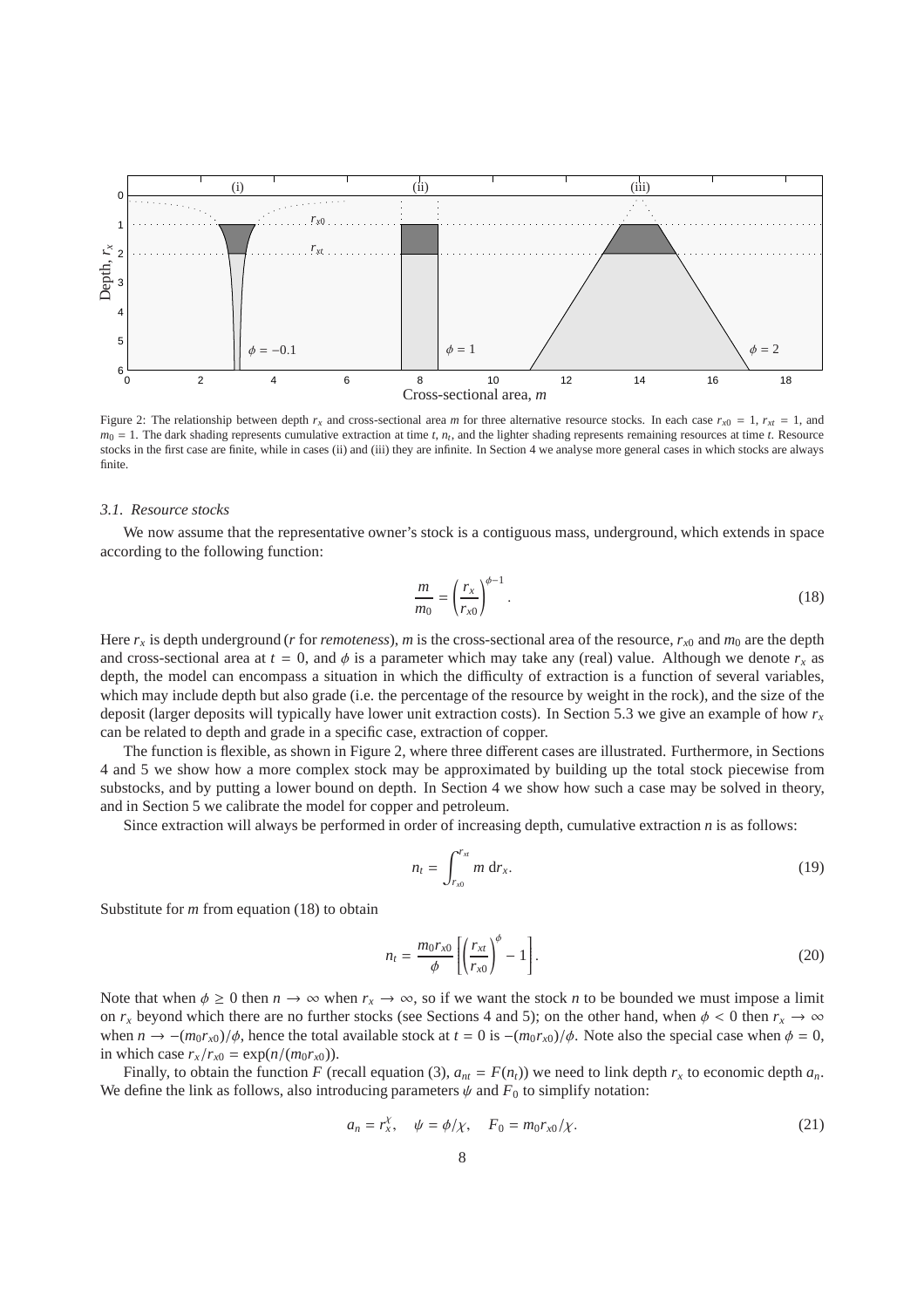Figure 2: The relationship between depth $r_x$ and cross-sectional area $m$ for three alternative resource stocks. In each case $r_{x0} = 1$, $r_{xt} = 1$, and $m_0 = 1$. The dark shading represents cumulative extraction at time $t$, $n_t$, and the lighter shading represents remaining resources at time $t$. Resource stocks in the first case are finite, while in cases (ii) and (iii) they are infinite. In Section 4 we analyse more general cases in which stocks are always finite.

### *3.1. Resource stocks*

We now assume that the representative owner's stock is a contiguous mass, underground, which extends in space according to the following function:

$$\frac{m}{m_0} = \left(\frac{r_x}{r_{x0}}\right)^{\phi-1}. \tag{18}$$

Here $r_x$ is depth underground ($r$ for *remoteness*), $m$ is the cross-sectional area of the resource, $r_{x0}$ and $m_0$ are the depth and cross-sectional area at $t = 0$, and $\phi$ is a parameter which may take any (real) value. Although we denote $r_x$ as depth, the model can encompass a situation in which the difficulty of extraction is a function of several variables, which may include depth but also grade (i.e. the percentage of the resource by weight in the rock), and the size of the deposit (larger deposits will typically have lower unit extraction costs). In Section 5.3 we give an example of how $r_x$ can be related to depth and grade in a specific case, extraction of copper.

The function is flexible, as shown in Figure 2, where three different cases are illustrated. Furthermore, in Sections 4 and 5 we show how a more complex stock may be approximated by building up the total stock piecewise from substocks, and by putting a lower bound on depth. In Section 4 we show how such a case may be solved in theory, and in Section 5 we calibrate the model for copper and petroleum.

Since extraction will always be performed in order of increasing depth, cumulative extraction $n$ is as follows:

$$n_t = \int_{r_{x0}}^{r_{xt}} m \; \mathrm{d}r_x. \tag{19}$$

Substitute for $m$ from equation (18) to obtain

$$n_t = \frac{m_0 r_{x0}}{\phi}\left[\left(\frac{r_{xt}}{r_{x0}}\right)^{\phi} - 1\right]. \tag{20}$$

Note that when $\phi \geq 0$ then $n \to \infty$ when $r_x \to \infty$, so if we want the stock $n$ to be bounded we must impose a limit on $r_x$ beyond which there are no further stocks (see Sections 4 and 5); on the other hand, when $\phi < 0$ then $r_x \to \infty$ when $n \to -(m_0 r_{x0})/\phi$, hence the total available stock at $t = 0$ is $-(m_0 r_{x0})/\phi$. Note also the special case when $\phi = 0$, in which case $r_x/r_{x0} = \exp(n/(m_0 r_{x0}))$.

Finally, to obtain the function $F$ (recall equation (3), $a_{nt} = F(n_t)$) we need to link depth $r_x$ to economic depth $a_n$. We define the link as follows, also introducing parameters $\psi$ and $F_0$ to simplify notation:

$$a_n = r_x^{\chi}, \quad \psi = \phi/\chi, \quad F_0 = m_0 r_{x0}/\chi. \tag{21}$$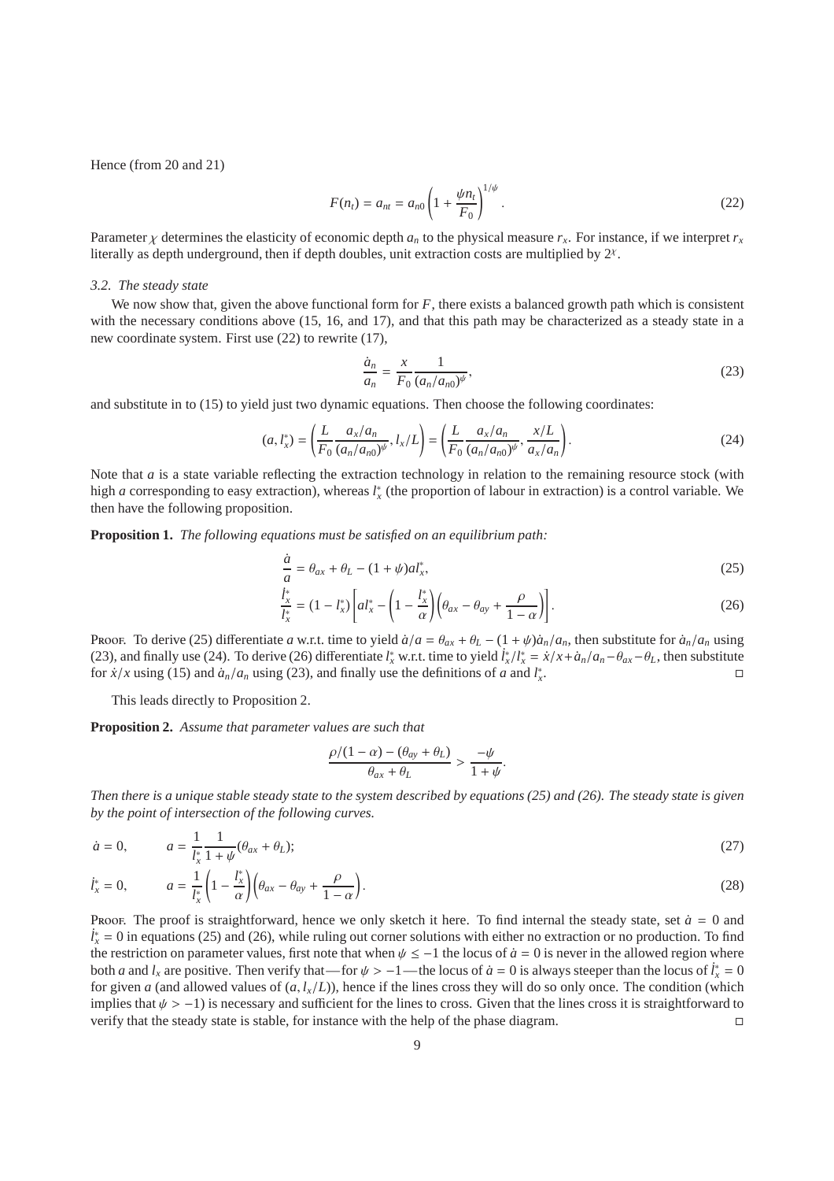Hence (from 20 and 21)

$$F(n_t) = a_{nt} = a_{n0}\left(1 + \frac{\psi n_t}{F_0}\right)^{1/\psi}. \tag{22}$$

Parameter $\chi$ determines the elasticity of economic depth $a_n$ to the physical measure $r_x$. For instance, if we interpret $r_x$ literally as depth underground, then if depth doubles, unit extraction costs are multiplied by $2^\chi$.

### *3.2. The steady state*

We now show that, given the above functional form for $F$, there exists a balanced growth path which is consistent with the necessary conditions above (15, 16, and 17), and that this path may be characterized as a steady state in a new coordinate system. First use (22) to rewrite (17),

$$\frac{\dot{a}_n}{a_n} = \frac{x}{F_0}\frac{1}{(a_n/a_{n0})^\psi}, \tag{23}$$

and substitute in to (15) to yield just two dynamic equations. Then choose the following coordinates:

$$(a, l_x^*) = \left(\frac{L}{F_0}\frac{a_x/a_n}{(a_n/a_{n0})^\psi}, l_x/L\right) = \left(\frac{L}{F_0}\frac{a_x/a_n}{(a_n/a_{n0})^\psi}, \frac{x/L}{a_x/a_n}\right). \tag{24}$$

Note that $a$ is a state variable reflecting the extraction technology in relation to the remaining resource stock (with high $a$ corresponding to easy extraction), whereas $l_x^*$ (the proportion of labour in extraction) is a control variable. We then have the following proposition.

**Proposition 1.** *The following equations must be satisfied on an equilibrium path:*

$$\frac{\dot{a}}{a} = \theta_{ax} + \theta_L - (1+\psi)al_x^*, \tag{25}$$

$$\frac{\dot{l}_x^*}{l_x^*} = (1 - l_x^*)\left[al_x^* - \left(1 - \frac{l_x^*}{\alpha}\right)\left(\theta_{ax} - \theta_{ay} + \frac{\rho}{1-\alpha}\right)\right]. \tag{26}$$

Proof. To derive (25) differentiate $a$ w.r.t. time to yield $\dot{a}/a = \theta_{ax} + \theta_L - (1+\psi)\dot{a}_n/a_n$, then substitute for $\dot{a}_n/a_n$ using (23), and finally use (24). To derive (26) differentiate $l_x^*$ w.r.t. time to yield $\dot{l}_x^*/l_x^* = \dot{x}/x + \dot{a}_n/a_n - \theta_{ax} - \theta_L$, then substitute for $\dot{x}/x$ using (15) and $\dot{a}_n/a_n$ using (23), and finally use the definitions of $a$ and $l_x^*$. □

This leads directly to Proposition 2.

**Proposition 2.** *Assume that parameter values are such that*

$$\frac{\rho/(1-\alpha) - (\theta_{ay} + \theta_L)}{\theta_{ax} + \theta_L} > \frac{-\psi}{1+\psi}.$$

*Then there is a unique stable steady state to the system described by equations (25) and (26). The steady state is given by the point of intersection of the following curves.*

$$\dot{a} = 0, \qquad a = \frac{1}{l_x^*}\frac{1}{1+\psi}(\theta_{ax} + \theta_L); \tag{27}$$

$$\dot{l}_x^* = 0, \qquad a = \frac{1}{l_x^*}\left(1 - \frac{l_x^*}{\alpha}\right)\left(\theta_{ax} - \theta_{ay} + \frac{\rho}{1-\alpha}\right). \tag{28}$$

Proof. The proof is straightforward, hence we only sketch it here. To find internal the steady state, set $\dot{a} = 0$ and $\dot{l}_x^* = 0$ in equations (25) and (26), while ruling out corner solutions with either no extraction or no production. To find the restriction on parameter values, first note that when $\psi \leq -1$ the locus of $\dot{a} = 0$ is never in the allowed region where both $a$ and $l_x$ are positive. Then verify that—for $\psi > -1$—the locus of $\dot{a} = 0$ is always steeper than the locus of $\dot{l}_x^* = 0$ for given $a$ (and allowed values of $(a, l_x/L)$), hence if the lines cross they will do so only once. The condition (which implies that $\psi > -1$) is necessary and sufficient for the lines to cross. Given that the lines cross it is straightforward to verify that the steady state is stable, for instance with the help of the phase diagram. □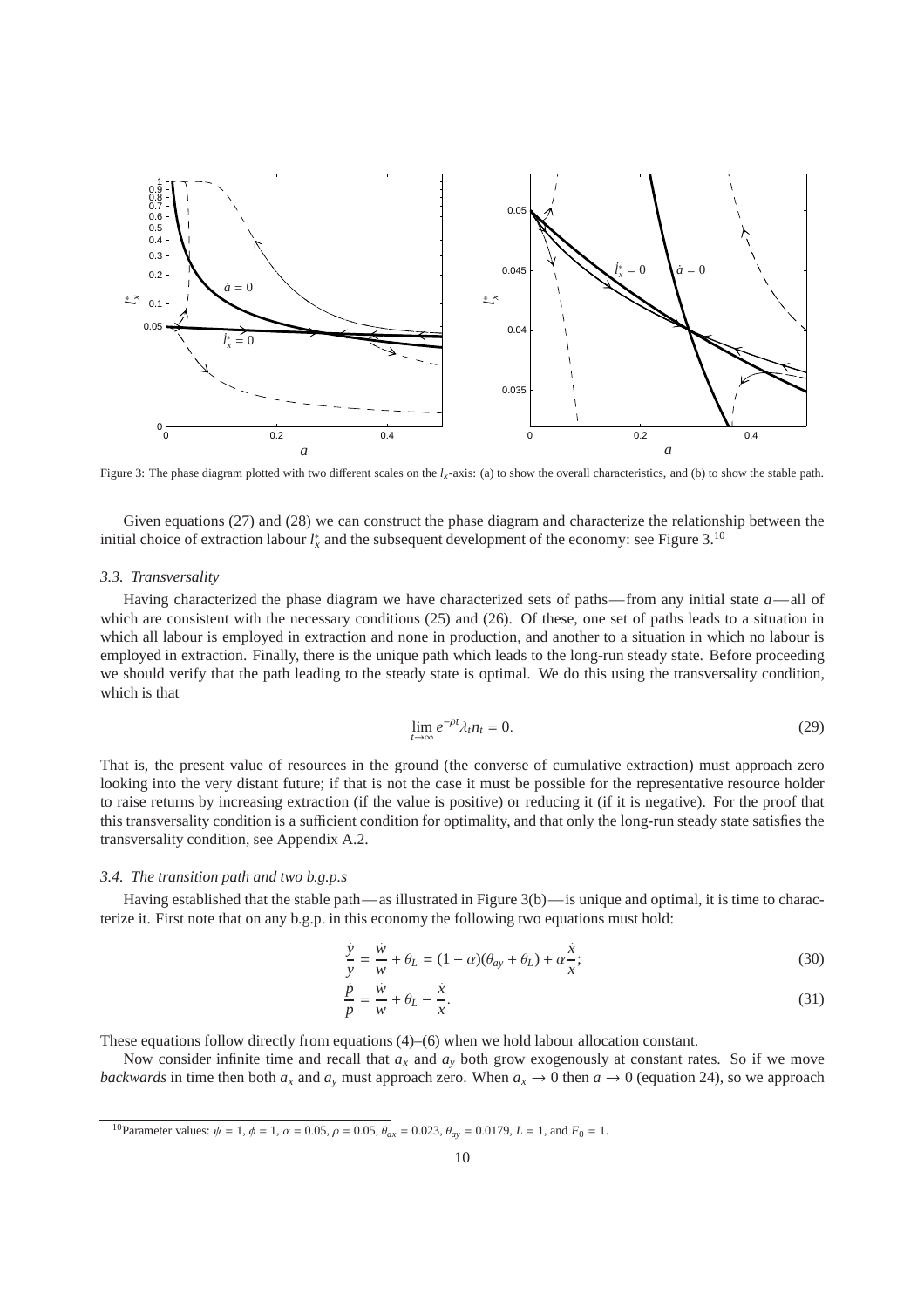Figure 3: The phase diagram plotted with two different scales on the $l_x$-axis: (a) to show the overall characteristics, and (b) to show the stable path.

Given equations (27) and (28) we can construct the phase diagram and characterize the relationship between the initial choice of extraction labour $l_x^*$ and the subsequent development of the economy: see Figure 3.[10]

### 3.3. Transversality

Having characterized the phase diagram we have characterized sets of paths — from any initial state $a$ — all of which are consistent with the necessary conditions (25) and (26). Of these, one set of paths leads to a situation in which all labour is employed in extraction and none in production, and another to a situation in which no labour is employed in extraction. Finally, there is the unique path which leads to the long-run steady state. Before proceeding we should verify that the path leading to the steady state is optimal. We do this using the transversality condition, which is that

$$\lim_{t\to\infty} e^{-\rho t}\lambda_t n_t = 0. \tag{29}$$

That is, the present value of resources in the ground (the converse of cumulative extraction) must approach zero looking into the very distant future; if that is not the case it must be possible for the representative resource holder to raise returns by increasing extraction (if the value is positive) or reducing it (if it is negative). For the proof that this transversality condition is a sufficient condition for optimality, and that only the long-run steady state satisfies the transversality condition, see Appendix A.2.

### 3.4. The transition path and two b.g.p.s

Having established that the stable path — as illustrated in Figure 3(b) — is unique and optimal, it is time to characterize it. First note that on any b.g.p. in this economy the following two equations must hold:

$$\frac{\dot{y}}{y} = \frac{\dot{w}}{w} + \theta_L = (1-\alpha)(\theta_{ay} + \theta_L) + \alpha\frac{\dot{x}}{x}; \tag{30}$$

$$\frac{\dot{p}}{p} = \frac{\dot{w}}{w} + \theta_L - \frac{\dot{x}}{x}. \tag{31}$$

These equations follow directly from equations (4)–(6) when we hold labour allocation constant.

Now consider infinite time and recall that $a_x$ and $a_y$ both grow exogenously at constant rates. So if we move *backwards* in time then both $a_x$ and $a_y$ must approach zero. When $a_x \to 0$ then $a \to 0$ (equation 24), so we approach

[10] Parameter values: $\psi = 1$, $\phi = 1$, $\alpha = 0.05$, $\rho = 0.05$, $\theta_{ax} = 0.023$, $\theta_{ay} = 0.0179$, $L = 1$, and $F_0 = 1$.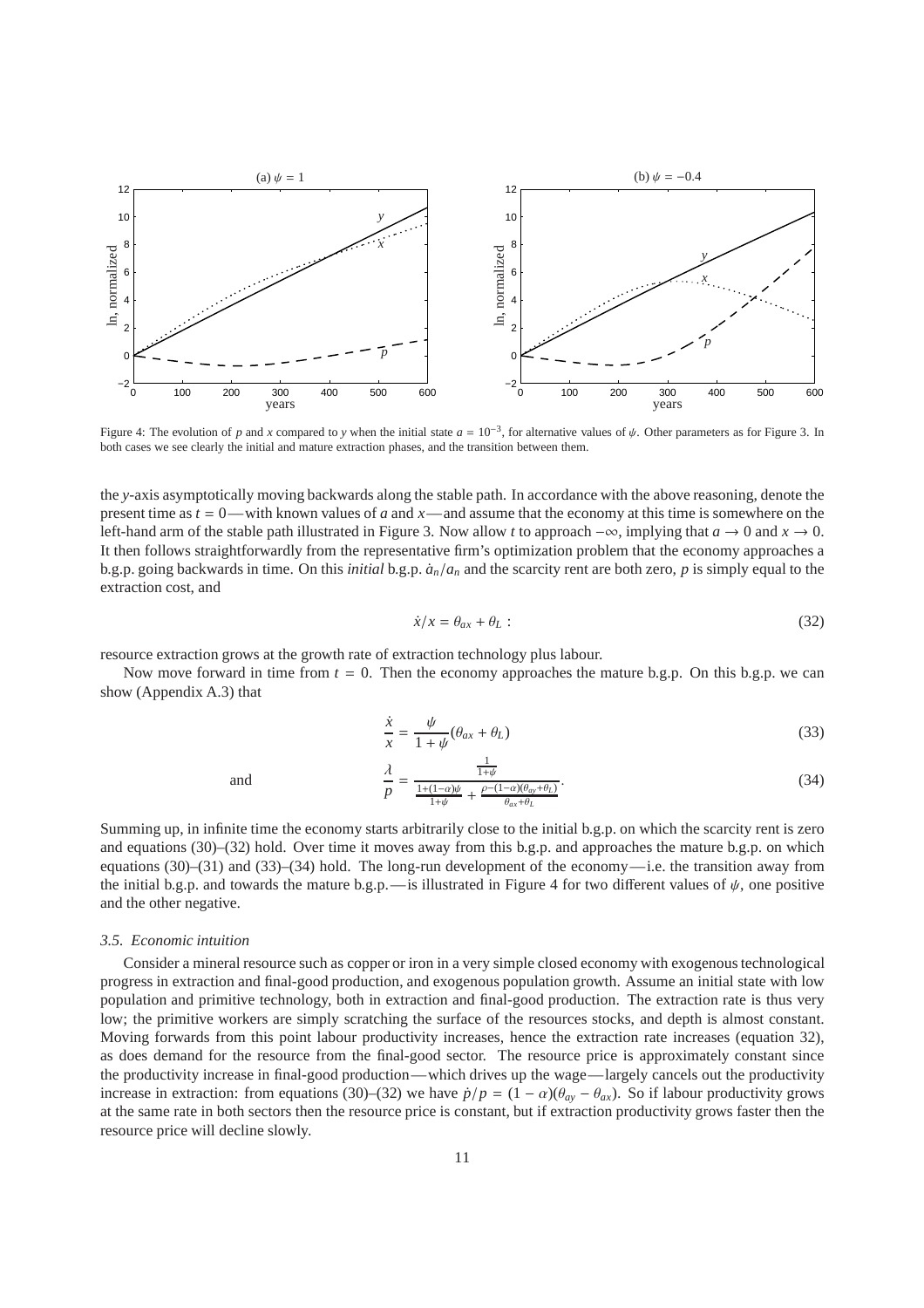Figure 4: The evolution of $p$ and $x$ compared to $y$ when the initial state $a = 10^{-3}$, for alternative values of $\psi$. Other parameters as for Figure 3. In both cases we see clearly the initial and mature extraction phases, and the transition between them.

the $y$-axis asymptotically moving backwards along the stable path. In accordance with the above reasoning, denote the present time as $t = 0$—with known values of $a$ and $x$—and assume that the economy at this time is somewhere on the left-hand arm of the stable path illustrated in Figure 3. Now allow $t$ to approach $-\infty$, implying that $a \to 0$ and $x \to 0$. It then follows straightforwardly from the representative firm's optimization problem that the economy approaches a b.g.p. going backwards in time. On this *initial* b.g.p. $\dot{a}_n/a_n$ and the scarcity rent are both zero, $p$ is simply equal to the extraction cost, and

$$\dot{x}/x = \theta_{ax} + \theta_L : \tag{32}$$

resource extraction grows at the growth rate of extraction technology plus labour.

Now move forward in time from $t = 0$. Then the economy approaches the mature b.g.p. On this b.g.p. we can show (Appendix A.3) that

$$\frac{\dot{x}}{x} = \frac{\psi}{1+\psi}(\theta_{ax} + \theta_L) \tag{33}$$

and

$$\frac{\lambda}{p} = \frac{\frac{1}{1+\psi}}{\frac{1+(1-\alpha)\psi}{1+\psi} + \frac{\rho-(1-\alpha)(\theta_{ay}+\theta_L)}{\theta_{ax}+\theta_L}}. \tag{34}$$

Summing up, in infinite time the economy starts arbitrarily close to the initial b.g.p. on which the scarcity rent is zero and equations (30)–(32) hold. Over time it moves away from this b.g.p. and approaches the mature b.g.p. on which equations (30)–(31) and (33)–(34) hold. The long-run development of the economy—i.e. the transition away from the initial b.g.p. and towards the mature b.g.p.—is illustrated in Figure 4 for two different values of $\psi$, one positive and the other negative.

### 3.5. Economic intuition

Consider a mineral resource such as copper or iron in a very simple closed economy with exogenous technological progress in extraction and final-good production, and exogenous population growth. Assume an initial state with low population and primitive technology, both in extraction and final-good production. The extraction rate is thus very low; the primitive workers are simply scratching the surface of the resources stocks, and depth is almost constant. Moving forwards from this point labour productivity increases, hence the extraction rate increases (equation 32), as does demand for the resource from the final-good sector. The resource price is approximately constant since the productivity increase in final-good production—which drives up the wage—largely cancels out the productivity increase in extraction: from equations (30)–(32) we have $\dot{p}/p = (1-\alpha)(\theta_{ay} - \theta_{ax})$. So if labour productivity grows at the same rate in both sectors then the resource price is constant, but if extraction productivity grows faster then the resource price will decline slowly.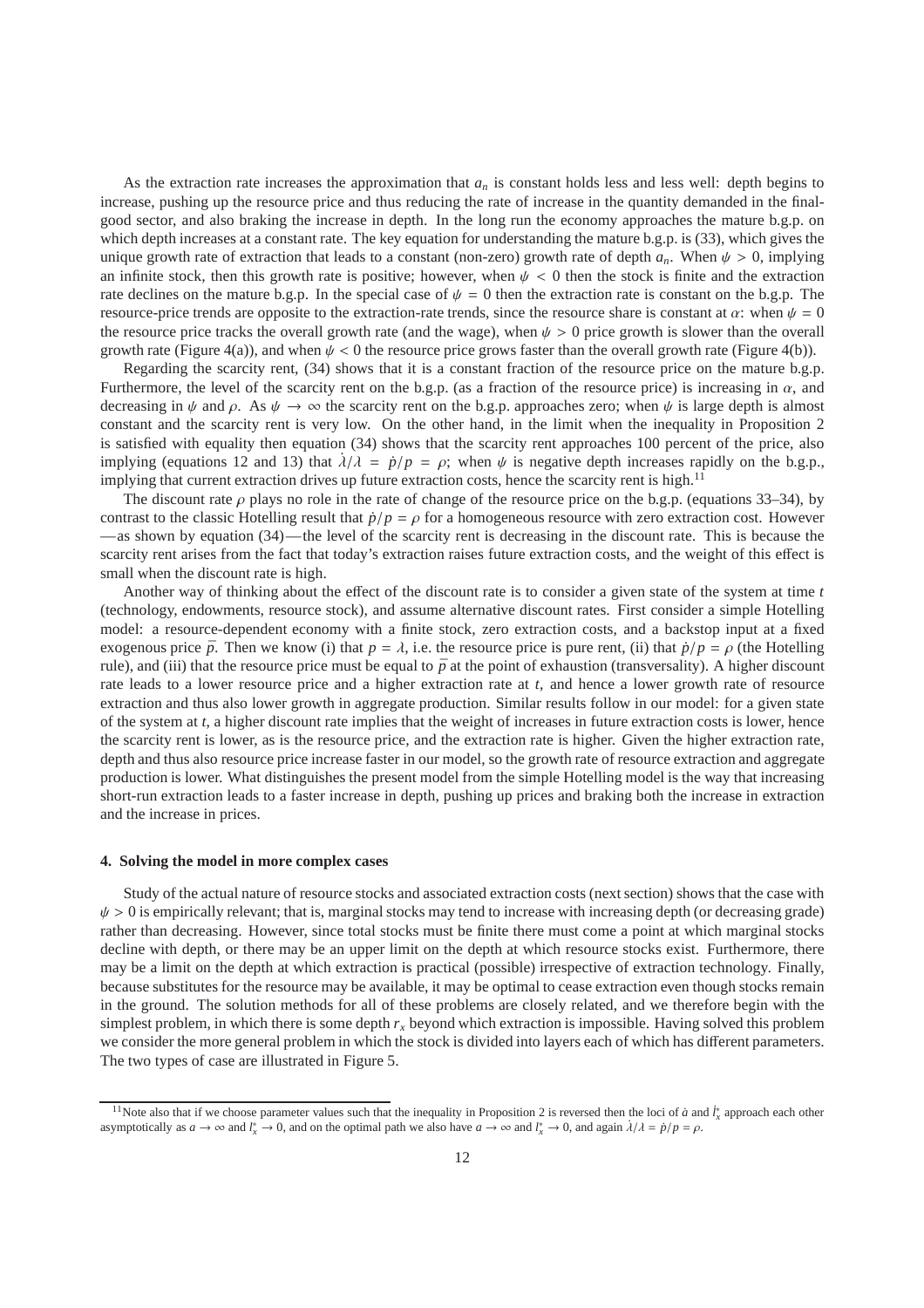As the extraction rate increases the approximation that $a_n$ is constant holds less and less well: depth begins to increase, pushing up the resource price and thus reducing the rate of increase in the quantity demanded in the final-good sector, and also braking the increase in depth. In the long run the economy approaches the mature b.g.p. on which depth increases at a constant rate. The key equation for understanding the mature b.g.p. is (33), which gives the unique growth rate of extraction that leads to a constant (non-zero) growth rate of depth $a_n$. When $\psi > 0$, implying an infinite stock, then this growth rate is positive; however, when $\psi < 0$ then the stock is finite and the extraction rate declines on the mature b.g.p. In the special case of $\psi = 0$ then the extraction rate is constant on the b.g.p. The resource-price trends are opposite to the extraction-rate trends, since the resource share is constant at $\alpha$: when $\psi = 0$ the resource price tracks the overall growth rate (and the wage), when $\psi > 0$ price growth is slower than the overall growth rate (Figure 4(a)), and when $\psi < 0$ the resource price grows faster than the overall growth rate (Figure 4(b)).

Regarding the scarcity rent, (34) shows that it is a constant fraction of the resource price on the mature b.g.p. Furthermore, the level of the scarcity rent on the b.g.p. (as a fraction of the resource price) is increasing in $\alpha$, and decreasing in $\psi$ and $\rho$. As $\psi \to \infty$ the scarcity rent on the b.g.p. approaches zero; when $\psi$ is large depth is almost constant and the scarcity rent is very low. On the other hand, in the limit when the inequality in Proposition 2 is satisfied with equality then equation (34) shows that the scarcity rent approaches 100 percent of the price, also implying (equations 12 and 13) that $\dot{\lambda}/\lambda = \dot{p}/p = \rho$; when $\psi$ is negative depth increases rapidly on the b.g.p., implying that current extraction drives up future extraction costs, hence the scarcity rent is high.[11]

The discount rate $\rho$ plays no role in the rate of change of the resource price on the b.g.p. (equations 33–34), by contrast to the classic Hotelling result that $\dot{p}/p = \rho$ for a homogeneous resource with zero extraction cost. However —as shown by equation (34)—the level of the scarcity rent is decreasing in the discount rate. This is because the scarcity rent arises from the fact that today's extraction raises future extraction costs, and the weight of this effect is small when the discount rate is high.

Another way of thinking about the effect of the discount rate is to consider a given state of the system at time $t$ (technology, endowments, resource stock), and assume alternative discount rates. First consider a simple Hotelling model: a resource-dependent economy with a finite stock, zero extraction costs, and a backstop input at a fixed exogenous price $\bar{p}$. Then we know (i) that $p = \lambda$, i.e. the resource price is pure rent, (ii) that $\dot{p}/p = \rho$ (the Hotelling rule), and (iii) that the resource price must be equal to $\bar{p}$ at the point of exhaustion (transversality). A higher discount rate leads to a lower resource price and a higher extraction rate at $t$, and hence a lower growth rate of resource extraction and thus also lower growth in aggregate production. Similar results follow in our model: for a given state of the system at $t$, a higher discount rate implies that the weight of increases in future extraction costs is lower, hence the scarcity rent is lower, as is the resource price, and the extraction rate is higher. Given the higher extraction rate, depth and thus also resource price increase faster in our model, so the growth rate of resource extraction and aggregate production is lower. What distinguishes the present model from the simple Hotelling model is the way that increasing short-run extraction leads to a faster increase in depth, pushing up prices and braking both the increase in extraction and the increase in prices.

### 4. Solving the model in more complex cases

Study of the actual nature of resource stocks and associated extraction costs (next section) shows that the case with $\psi > 0$ is empirically relevant; that is, marginal stocks may tend to increase with increasing depth (or decreasing grade) rather than decreasing. However, since total stocks must be finite there must come a point at which marginal stocks decline with depth, or there may be an upper limit on the depth at which resource stocks exist. Furthermore, there may be a limit on the depth at which extraction is practical (possible) irrespective of extraction technology. Finally, because substitutes for the resource may be available, it may be optimal to cease extraction even though stocks remain in the ground. The solution methods for all of these problems are closely related, and we therefore begin with the simplest problem, in which there is some depth $r_x$ beyond which extraction is impossible. Having solved this problem we consider the more general problem in which the stock is divided into layers each of which has different parameters. The two types of case are illustrated in Figure 5.

[11] Note also that if we choose parameter values such that the inequality in Proposition 2 is reversed then the loci of $\dot{a}$ and $\dot{l}_x^*$ approach each other asymptotically as $a \to \infty$ and $l_x^* \to 0$, and on the optimal path we also have $a \to \infty$ and $l_x^* \to 0$, and again $\dot{\lambda}/\lambda = \dot{p}/p = \rho$.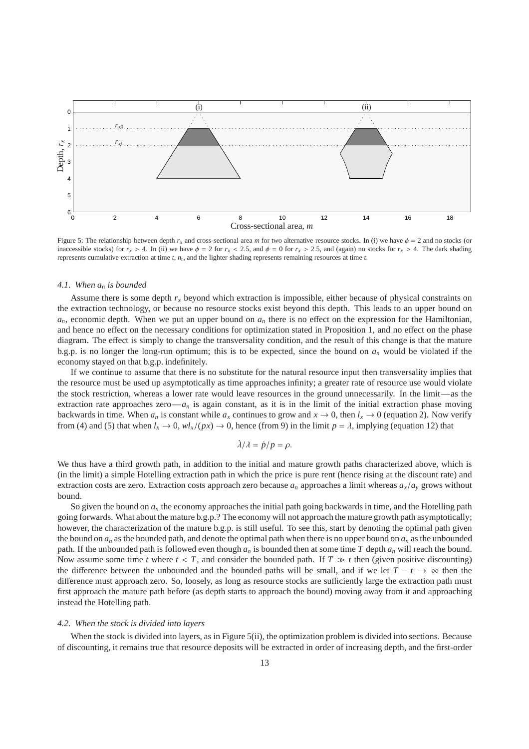Figure 5: The relationship between depth $r_x$ and cross-sectional area $m$ for two alternative resource stocks. In (i) we have $\phi = 2$ and no stocks (or inaccessible stocks) for $r_x > 4$. In (ii) we have $\phi = 2$ for $r_x < 2.5$, and $\phi = 0$ for $r_x > 2.5$, and (again) no stocks for $r_x > 4$. The dark shading represents cumulative extraction at time $t$, $n_t$, and the lighter shading represents remaining resources at time $t$.

### 4.1. When $a_n$ is bounded

Assume there is some depth $r_x$ beyond which extraction is impossible, either because of physical constraints on the extraction technology, or because no resource stocks exist beyond this depth. This leads to an upper bound on $a_n$, economic depth. When we put an upper bound on $a_n$ there is no effect on the expression for the Hamiltonian, and hence no effect on the necessary conditions for optimization stated in Proposition 1, and no effect on the phase diagram. The effect is simply to change the transversality condition, and the result of this change is that the mature b.g.p. is no longer the long-run optimum; this is to be expected, since the bound on $a_n$ would be violated if the economy stayed on that b.g.p. indefinitely.

If we continue to assume that there is no substitute for the natural resource input then transversality implies that the resource must be used up asymptotically as time approaches infinity; a greater rate of resource use would violate the stock restriction, whereas a lower rate would leave resources in the ground unnecessarily. In the limit—as the extraction rate approaches zero—$a_n$ is again constant, as it is in the limit of the initial extraction phase moving backwards in time. When $a_n$ is constant while $a_x$ continues to grow and $x \to 0$, then $l_x \to 0$ (equation 2). Now verify from (4) and (5) that when $l_x \to 0$, $wl_x/(px) \to 0$, hence (from 9) in the limit $p = \lambda$, implying (equation 12) that

$$\dot{\lambda}/\lambda = \dot{p}/p = \rho.$$

We thus have a third growth path, in addition to the initial and mature growth paths characterized above, which is (in the limit) a simple Hotelling extraction path in which the price is pure rent (hence rising at the discount rate) and extraction costs are zero. Extraction costs approach zero because $a_n$ approaches a limit whereas $a_x/a_y$ grows without bound.

So given the bound on $a_n$ the economy approaches the initial path going backwards in time, and the Hotelling path going forwards. What about the mature b.g.p.? The economy will not approach the mature growth path asymptotically; however, the characterization of the mature b.g.p. is still useful. To see this, start by denoting the optimal path given the bound on $a_n$ as the bounded path, and denote the optimal path when there is no upper bound on $a_n$ as the unbounded path. If the unbounded path is followed even though $a_n$ is bounded then at some time $T$ depth $a_n$ will reach the bound. Now assume some time $t$ where $t < T$, and consider the bounded path. If $T \gg t$ then (given positive discounting) the difference between the unbounded and the bounded paths will be small, and if we let $T - t \to \infty$ then the difference must approach zero. So, loosely, as long as resource stocks are sufficiently large the extraction path must first approach the mature path before (as depth starts to approach the bound) moving away from it and approaching instead the Hotelling path.

### 4.2. When the stock is divided into layers

When the stock is divided into layers, as in Figure 5(ii), the optimization problem is divided into sections. Because of discounting, it remains true that resource deposits will be extracted in order of increasing depth, and the first-order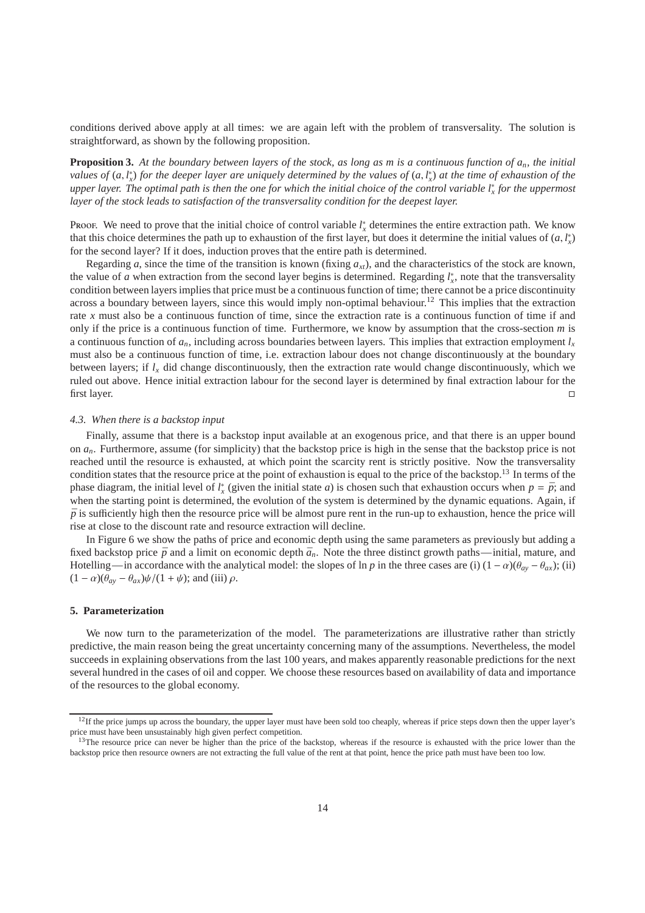conditions derived above apply at all times: we are again left with the problem of transversality. The solution is straightforward, as shown by the following proposition.

**Proposition 3.** *At the boundary between layers of the stock, as long as $m$ is a continuous function of $a_n$, the initial values of $(a, l_x^*)$ for the deeper layer are uniquely determined by the values of $(a, l_x^*)$ at the time of exhaustion of the upper layer. The optimal path is then the one for which the initial choice of the control variable $l_x^*$ for the uppermost layer of the stock leads to satisfaction of the transversality condition for the deepest layer.*

Proof. We need to prove that the initial choice of control variable $l_x^*$ determines the entire extraction path. We know that this choice determines the path up to exhaustion of the first layer, but does it determine the initial values of $(a, l_x^*)$ for the second layer? If it does, induction proves that the entire path is determined.

Regarding $a$, since the time of the transition is known (fixing $a_{xt}$), and the characteristics of the stock are known, the value of $a$ when extraction from the second layer begins is determined. Regarding $l_x^*$, note that the transversality condition between layers implies that price must be a continuous function of time; there cannot be a price discontinuity across a boundary between layers, since this would imply non-optimal behaviour.[12] This implies that the extraction rate $x$ must also be a continuous function of time, since the extraction rate is a continuous function of time if and only if the price is a continuous function of time. Furthermore, we know by assumption that the cross-section $m$ is a continuous function of $a_n$, including across boundaries between layers. This implies that extraction employment $l_x$ must also be a continuous function of time, i.e. extraction labour does not change discontinuously at the boundary between layers; if $l_x$ did change discontinuously, then the extraction rate would change discontinuously, which we ruled out above. Hence initial extraction labour for the second layer is determined by final extraction labour for the first layer. □

### 4.3. When there is a backstop input

Finally, assume that there is a backstop input available at an exogenous price, and that there is an upper bound on $a_n$. Furthermore, assume (for simplicity) that the backstop price is high in the sense that the backstop price is not reached until the resource is exhausted, at which point the scarcity rent is strictly positive. Now the transversality condition states that the resource price at the point of exhaustion is equal to the price of the backstop.[13] In terms of the phase diagram, the initial level of $l_x^*$ (given the initial state $a$) is chosen such that exhaustion occurs when $p = \bar{p}$; and when the starting point is determined, the evolution of the system is determined by the dynamic equations. Again, if $\bar{p}$ is sufficiently high then the resource price will be almost pure rent in the run-up to exhaustion, hence the price will rise at close to the discount rate and resource extraction will decline.

In Figure 6 we show the paths of price and economic depth using the same parameters as previously but adding a fixed backstop price $\bar{p}$ and a limit on economic depth $\bar{a}_n$. Note the three distinct growth paths—initial, mature, and Hotelling—in accordance with the analytical model: the slopes of $\ln p$ in the three cases are (i) $(1-\alpha)(\theta_{ay} - \theta_{ax})$; (ii) $(1-\alpha)(\theta_{ay} - \theta_{ax})\psi/(1+\psi)$; and (iii) $\rho$.

## 5. Parameterization

We now turn to the parameterization of the model. The parameterizations are illustrative rather than strictly predictive, the main reason being the great uncertainty concerning many of the assumptions. Nevertheless, the model succeeds in explaining observations from the last 100 years, and makes apparently reasonable predictions for the next several hundred in the cases of oil and copper. We choose these resources based on availability of data and importance of the resources to the global economy.

---

[12] If the price jumps up across the boundary, the upper layer must have been sold too cheaply, whereas if price steps down then the upper layer's price must have been unsustainably high given perfect competition.

[13] The resource price can never be higher than the price of the backstop, whereas if the resource is exhausted with the price lower than the backstop price then resource owners are not extracting the full value of the rent at that point, hence the price path must have been too low.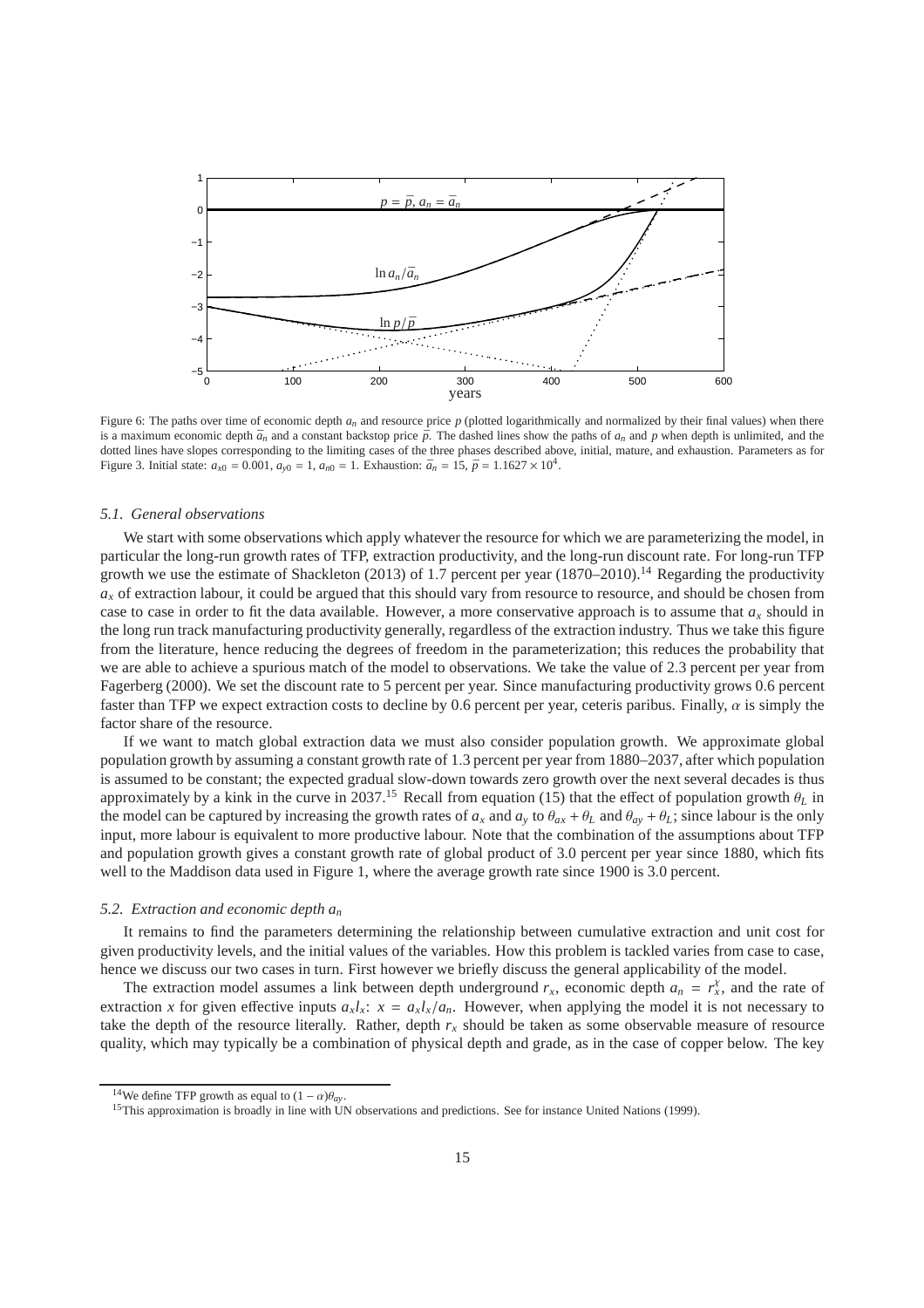Figure 6: The paths over time of economic depth $a_n$ and resource price $p$ (plotted logarithmically and normalized by their final values) when there is a maximum economic depth $\bar{a}_n$ and a constant backstop price $\bar{p}$. The dashed lines show the paths of $a_n$ and $p$ when depth is unlimited, and the dotted lines have slopes corresponding to the limiting cases of the three phases described above, initial, mature, and exhaustion. Parameters as for Figure 3. Initial state: $a_{x0} = 0.001$, $a_{y0} = 1$, $a_{n0} = 1$. Exhaustion: $\bar{a}_n = 15$, $\bar{p} = 1.1627 \times 10^4$.

### *5.1. General observations*

We start with some observations which apply whatever the resource for which we are parameterizing the model, in particular the long-run growth rates of TFP, extraction productivity, and the long-run discount rate. For long-run TFP growth we use the estimate of Shackleton (2013) of 1.7 percent per year (1870–2010).[14] Regarding the productivity $a_x$ of extraction labour, it could be argued that this should vary from resource to resource, and should be chosen from case to case in order to fit the data available. However, a more conservative approach is to assume that $a_x$ should in the long run track manufacturing productivity generally, regardless of the extraction industry. Thus we take this figure from the literature, hence reducing the degrees of freedom in the parameterization; this reduces the probability that we are able to achieve a spurious match of the model to observations. We take the value of 2.3 percent per year from Fagerberg (2000). We set the discount rate to 5 percent per year. Since manufacturing productivity grows 0.6 percent faster than TFP we expect extraction costs to decline by 0.6 percent per year, ceteris paribus. Finally, $\alpha$ is simply the factor share of the resource.

If we want to match global extraction data we must also consider population growth. We approximate global population growth by assuming a constant growth rate of 1.3 percent per year from 1880–2037, after which population is assumed to be constant; the expected gradual slow-down towards zero growth over the next several decades is thus approximately by a kink in the curve in 2037.[15] Recall from equation (15) that the effect of population growth $\theta_L$ in the model can be captured by increasing the growth rates of $a_x$ and $a_y$ to $\theta_{ax} + \theta_L$ and $\theta_{ay} + \theta_L$; since labour is the only input, more labour is equivalent to more productive labour. Note that the combination of the assumptions about TFP and population growth gives a constant growth rate of global product of 3.0 percent per year since 1880, which fits well to the Maddison data used in Figure 1, where the average growth rate since 1900 is 3.0 percent.

### *5.2. Extraction and economic depth $a_n$*

It remains to find the parameters determining the relationship between cumulative extraction and unit cost for given productivity levels, and the initial values of the variables. How this problem is tackled varies from case to case, hence we discuss our two cases in turn. First however we briefly discuss the general applicability of the model.

The extraction model assumes a link between depth underground $r_x$, economic depth $a_n = r_x^\chi$, and the rate of extraction $x$ for given effective inputs $a_x l_x$: $x = a_x l_x / a_n$. However, when applying the model it is not necessary to take the depth of the resource literally. Rather, depth $r_x$ should be taken as some observable measure of resource quality, which may typically be a combination of physical depth and grade, as in the case of copper below. The key

[14] We define TFP growth as equal to $(1 - \alpha)\theta_{ay}$.

[15] This approximation is broadly in line with UN observations and predictions. See for instance United Nations (1999).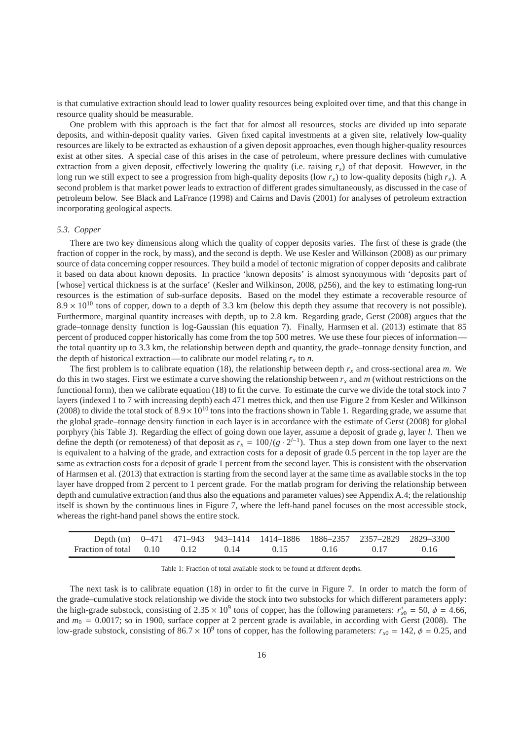is that cumulative extraction should lead to lower quality resources being exploited over time, and that this change in resource quality should be measurable.

One problem with this approach is the fact that for almost all resources, stocks are divided up into separate deposits, and within-deposit quality varies. Given fixed capital investments at a given site, relatively low-quality resources are likely to be extracted as exhaustion of a given deposit approaches, even though higher-quality resources exist at other sites. A special case of this arises in the case of petroleum, where pressure declines with cumulative extraction from a given deposit, effectively lowering the quality (i.e. raising $r_x$) of that deposit. However, in the long run we still expect to see a progression from high-quality deposits (low $r_x$) to low-quality deposits (high $r_x$). A second problem is that market power leads to extraction of different grades simultaneously, as discussed in the case of petroleum below. See Black and LaFrance (1998) and Cairns and Davis (2001) for analyses of petroleum extraction incorporating geological aspects.

### *5.3. Copper*

There are two key dimensions along which the quality of copper deposits varies. The first of these is grade (the fraction of copper in the rock, by mass), and the second is depth. We use Kesler and Wilkinson (2008) as our primary source of data concerning copper resources. They build a model of tectonic migration of copper deposits and calibrate it based on data about known deposits. In practice 'known deposits' is almost synonymous with 'deposits part of [whose] vertical thickness is at the surface' (Kesler and Wilkinson, 2008, p256), and the key to estimating long-run resources is the estimation of sub-surface deposits. Based on the model they estimate a recoverable resource of $8.9 \times 10^{10}$ tons of copper, down to a depth of 3.3 km (below this depth they assume that recovery is not possible). Furthermore, marginal quantity increases with depth, up to 2.8 km. Regarding grade, Gerst (2008) argues that the grade–tonnage density function is log-Gaussian (his equation 7). Finally, Harmsen et al. (2013) estimate that 85 percent of produced copper historically has come from the top 500 metres. We use these four pieces of information—the total quantity up to 3.3 km, the relationship between depth and quantity, the grade–tonnage density function, and the depth of historical extraction—to calibrate our model relating $r_x$ to $n$.

The first problem is to calibrate equation (18), the relationship between depth $r_x$ and cross-sectional area $m$. We do this in two stages. First we estimate a curve showing the relationship between $r_x$ and $m$ (without restrictions on the functional form), then we calibrate equation (18) to fit the curve. To estimate the curve we divide the total stock into 7 layers (indexed 1 to 7 with increasing depth) each 471 metres thick, and then use Figure 2 from Kesler and Wilkinson (2008) to divide the total stock of $8.9 \times 10^{10}$ tons into the fractions shown in Table 1. Regarding grade, we assume that the global grade–tonnage density function in each layer is in accordance with the estimate of Gerst (2008) for global porphyry (his Table 3). Regarding the effect of going down one layer, assume a deposit of grade $g$, layer $l$. Then we define the depth (or remoteness) of that deposit as $r_x = 100/(g \cdot 2^{l-1})$. Thus a step down from one layer to the next is equivalent to a halving of the grade, and extraction costs for a deposit of grade 0.5 percent in the top layer are the same as extraction costs for a deposit of grade 1 percent from the second layer. This is consistent with the observation of Harmsen et al. (2013) that extraction is starting from the second layer at the same time as available stocks in the top layer have dropped from 2 percent to 1 percent grade. For the matlab program for deriving the relationship between depth and cumulative extraction (and thus also the equations and parameter values) see Appendix A.4; the relationship itself is shown by the continuous lines in Figure 7, where the left-hand panel focuses on the most accessible stock, whereas the right-hand panel shows the entire stock.

| Depth (m) | 0–471 | 471–943 | 943–1414 | 1414–1886 | 1886–2357 | 2357–2829 | 2829–3300 |
|---|---|---|---|---|---|---|---|
| Fraction of total | 0.10 | 0.12 | 0.14 | 0.15 | 0.16 | 0.17 | 0.16 |

Table 1: Fraction of total available stock to be found at different depths.

The next task is to calibrate equation (18) in order to fit the curve in Figure 7. In order to match the form of the grade–cumulative stock relationship we divide the stock into two substocks for which different parameters apply: the high-grade substock, consisting of $2.35 \times 10^9$ tons of copper, has the following parameters: $r^*_{x0} = 50$, $\phi = 4.66$, and $m_0 = 0.0017$; so in 1900, surface copper at 2 percent grade is available, in according with Gerst (2008). The low-grade substock, consisting of $86.7 \times 10^9$ tons of copper, has the following parameters: $r_{x0} = 142$, $\phi = 0.25$, and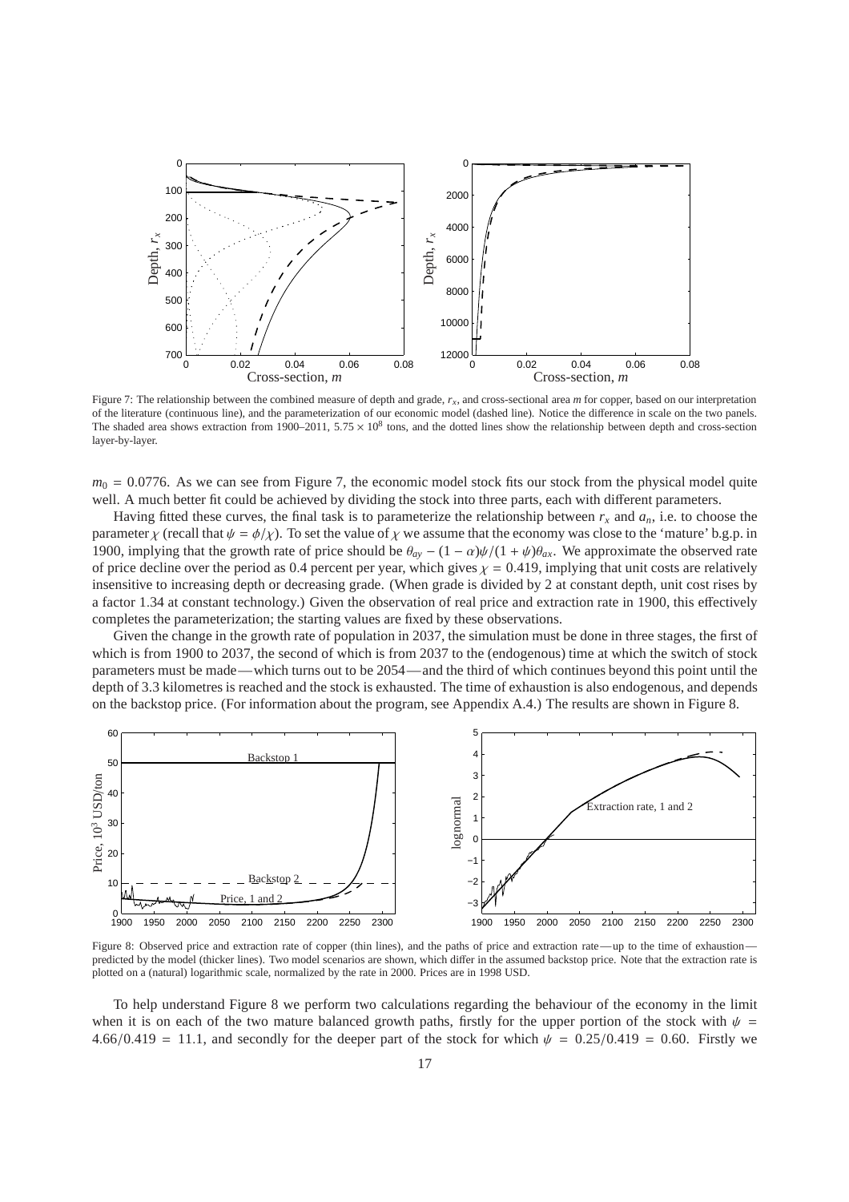Figure 7: The relationship between the combined measure of depth and grade, $r_x$, and cross-sectional area $m$ for copper, based on our interpretation of the literature (continuous line), and the parameterization of our economic model (dashed line). Notice the difference in scale on the two panels. The shaded area shows extraction from 1900–2011, $5.75 \times 10^8$ tons, and the dotted lines show the relationship between depth and cross-section layer-by-layer.

$m_0 = 0.0776$. As we can see from Figure 7, the economic model stock fits our stock from the physical model quite well. A much better fit could be achieved by dividing the stock into three parts, each with different parameters.

Having fitted these curves, the final task is to parameterize the relationship between $r_x$ and $a_n$, i.e. to choose the parameter $\chi$ (recall that $\psi = \phi/\chi$). To set the value of $\chi$ we assume that the economy was close to the 'mature' b.g.p. in 1900, implying that the growth rate of price should be $\theta_{ay} - (1-\alpha)\psi/(1+\psi)\theta_{ax}$. We approximate the observed rate of price decline over the period as 0.4 percent per year, which gives $\chi = 0.419$, implying that unit costs are relatively insensitive to increasing depth or decreasing grade. (When grade is divided by 2 at constant depth, unit cost rises by a factor 1.34 at constant technology.) Given the observation of real price and extraction rate in 1900, this effectively completes the parameterization; the starting values are fixed by these observations.

Given the change in the growth rate of population in 2037, the simulation must be done in three stages, the first of which is from 1900 to 2037, the second of which is from 2037 to the (endogenous) time at which the switch of stock parameters must be made — which turns out to be 2054 — and the third of which continues beyond this point until the depth of 3.3 kilometres is reached and the stock is exhausted. The time of exhaustion is also endogenous, and depends on the backstop price. (For information about the program, see Appendix A.4.) The results are shown in Figure 8.

Figure 8: Observed price and extraction rate of copper (thin lines), and the paths of price and extraction rate — up to the time of exhaustion — predicted by the model (thicker lines). Two model scenarios are shown, which differ in the assumed backstop price. Note that the extraction rate is plotted on a (natural) logarithmic scale, normalized by the rate in 2000. Prices are in 1998 USD.

To help understand Figure 8 we perform two calculations regarding the behaviour of the economy in the limit when it is on each of the two mature balanced growth paths, firstly for the upper portion of the stock with $\psi = 4.66/0.419 = 11.1$, and secondly for the deeper part of the stock for which $\psi = 0.25/0.419 = 0.60$. Firstly we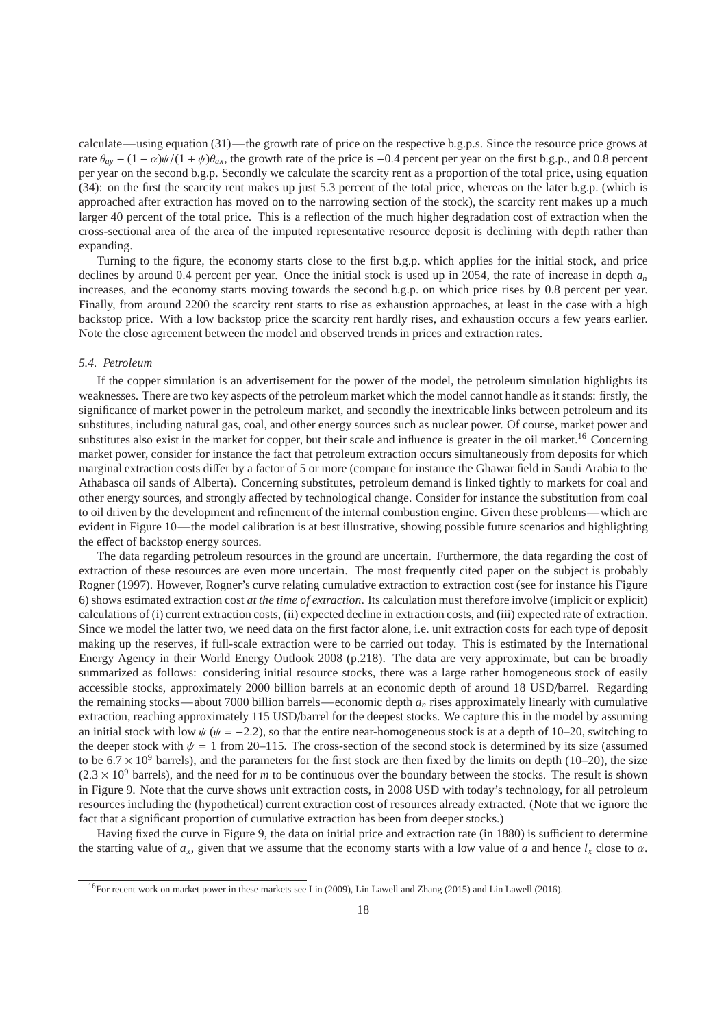calculate—using equation (31)—the growth rate of price on the respective b.g.p.s. Since the resource price grows at rate $\theta_{ay} - (1-\alpha)\psi/(1+\psi)\theta_{ax}$, the growth rate of the price is $-0.4$ percent per year on the first b.g.p., and 0.8 percent per year on the second b.g.p. Secondly we calculate the scarcity rent as a proportion of the total price, using equation (34): on the first the scarcity rent makes up just 5.3 percent of the total price, whereas on the later b.g.p. (which is approached after extraction has moved on to the narrowing section of the stock), the scarcity rent makes up a much larger 40 percent of the total price. This is a reflection of the much higher degradation cost of extraction when the cross-sectional area of the area of the imputed representative resource deposit is declining with depth rather than expanding.

Turning to the figure, the economy starts close to the first b.g.p. which applies for the initial stock, and price declines by around 0.4 percent per year. Once the initial stock is used up in 2054, the rate of increase in depth $a_n$ increases, and the economy starts moving towards the second b.g.p. on which price rises by 0.8 percent per year. Finally, from around 2200 the scarcity rent starts to rise as exhaustion approaches, at least in the case with a high backstop price. With a low backstop price the scarcity rent hardly rises, and exhaustion occurs a few years earlier. Note the close agreement between the model and observed trends in prices and extraction rates.

### *5.4. Petroleum*

If the copper simulation is an advertisement for the power of the model, the petroleum simulation highlights its weaknesses. There are two key aspects of the petroleum market which the model cannot handle as it stands: firstly, the significance of market power in the petroleum market, and secondly the inextricable links between petroleum and its substitutes, including natural gas, coal, and other energy sources such as nuclear power. Of course, market power and substitutes also exist in the market for copper, but their scale and influence is greater in the oil market.[16] Concerning market power, consider for instance the fact that petroleum extraction occurs simultaneously from deposits for which marginal extraction costs differ by a factor of 5 or more (compare for instance the Ghawar field in Saudi Arabia to the Athabasca oil sands of Alberta). Concerning substitutes, petroleum demand is linked tightly to markets for coal and other energy sources, and strongly affected by technological change. Consider for instance the substitution from coal to oil driven by the development and refinement of the internal combustion engine. Given these problems—which are evident in Figure 10—the model calibration is at best illustrative, showing possible future scenarios and highlighting the effect of backstop energy sources.

The data regarding petroleum resources in the ground are uncertain. Furthermore, the data regarding the cost of extraction of these resources are even more uncertain. The most frequently cited paper on the subject is probably Rogner (1997). However, Rogner's curve relating cumulative extraction to extraction cost (see for instance his Figure 6) shows estimated extraction cost *at the time of extraction*. Its calculation must therefore involve (implicit or explicit) calculations of (i) current extraction costs, (ii) expected decline in extraction costs, and (iii) expected rate of extraction. Since we model the latter two, we need data on the first factor alone, i.e. unit extraction costs for each type of deposit making up the reserves, if full-scale extraction were to be carried out today. This is estimated by the International Energy Agency in their World Energy Outlook 2008 (p.218). The data are very approximate, but can be broadly summarized as follows: considering initial resource stocks, there was a large rather homogeneous stock of easily accessible stocks, approximately 2000 billion barrels at an economic depth of around 18 USD/barrel. Regarding the remaining stocks—about 7000 billion barrels—economic depth $a_n$ rises approximately linearly with cumulative extraction, reaching approximately 115 USD/barrel for the deepest stocks. We capture this in the model by assuming an initial stock with low $\psi$ ($\psi = -2.2$), so that the entire near-homogeneous stock is at a depth of 10–20, switching to the deeper stock with $\psi = 1$ from 20–115. The cross-section of the second stock is determined by its size (assumed to be $6.7 \times 10^9$ barrels), and the parameters for the first stock are then fixed by the limits on depth (10–20), the size ($2.3 \times 10^9$ barrels), and the need for $m$ to be continuous over the boundary between the stocks. The result is shown in Figure 9. Note that the curve shows unit extraction costs, in 2008 USD with today's technology, for all petroleum resources including the (hypothetical) current extraction cost of resources already extracted. (Note that we ignore the fact that a significant proportion of cumulative extraction has been from deeper stocks.)

Having fixed the curve in Figure 9, the data on initial price and extraction rate (in 1880) is sufficient to determine the starting value of $a_x$, given that we assume that the economy starts with a low value of $a$ and hence $l_x$ close to $\alpha$.

[16] For recent work on market power in these markets see Lin (2009), Lin Lawell and Zhang (2015) and Lin Lawell (2016).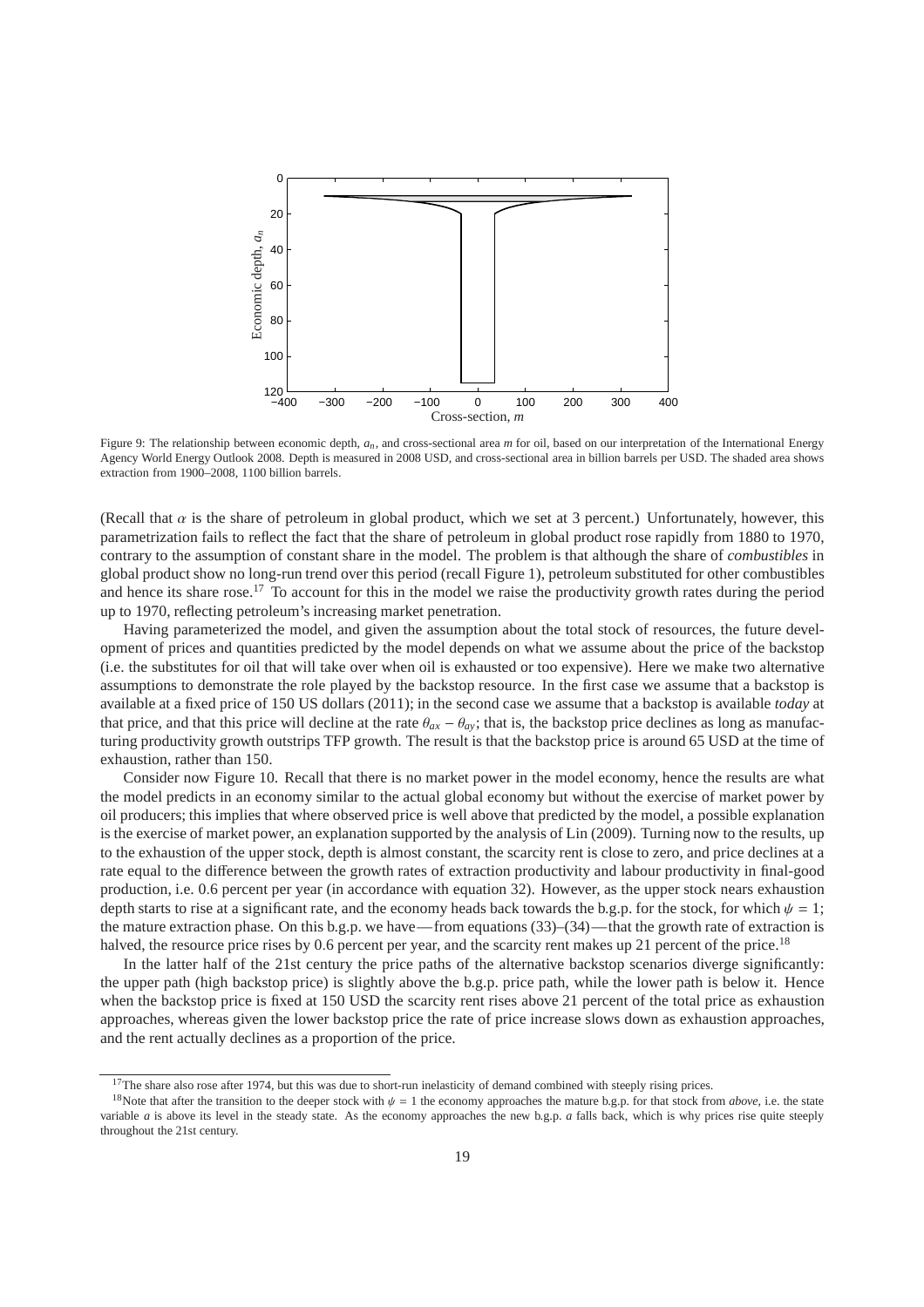Figure 9: The relationship between economic depth, $a_n$, and cross-sectional area $m$ for oil, based on our interpretation of the International Energy Agency World Energy Outlook 2008. Depth is measured in 2008 USD, and cross-sectional area in billion barrels per USD. The shaded area shows extraction from 1900–2008, 1100 billion barrels.

(Recall that $\alpha$ is the share of petroleum in global product, which we set at 3 percent.) Unfortunately, however, this parametrization fails to reflect the fact that the share of petroleum in global product rose rapidly from 1880 to 1970, contrary to the assumption of constant share in the model. The problem is that although the share of *combustibles* in global product show no long-run trend over this period (recall Figure 1), petroleum substituted for other combustibles and hence its share rose.[17] To account for this in the model we raise the productivity growth rates during the period up to 1970, reflecting petroleum's increasing market penetration.

Having parameterized the model, and given the assumption about the total stock of resources, the future development of prices and quantities predicted by the model depends on what we assume about the price of the backstop (i.e. the substitutes for oil that will take over when oil is exhausted or too expensive). Here we make two alternative assumptions to demonstrate the role played by the backstop resource. In the first case we assume that a backstop is available at a fixed price of 150 US dollars (2011); in the second case we assume that a backstop is available *today* at that price, and that this price will decline at the rate $\theta_{ax} - \theta_{ay}$; that is, the backstop price declines as long as manufacturing productivity growth outstrips TFP growth. The result is that the backstop price is around 65 USD at the time of exhaustion, rather than 150.

Consider now Figure 10. Recall that there is no market power in the model economy, hence the results are what the model predicts in an economy similar to the actual global economy but without the exercise of market power by oil producers; this implies that where observed price is well above that predicted by the model, a possible explanation is the exercise of market power, an explanation supported by the analysis of Lin (2009). Turning now to the results, up to the exhaustion of the upper stock, depth is almost constant, the scarcity rent is close to zero, and price declines at a rate equal to the difference between the growth rates of extraction productivity and labour productivity in final-good production, i.e. 0.6 percent per year (in accordance with equation 32). However, as the upper stock nears exhaustion depth starts to rise at a significant rate, and the economy heads back towards the b.g.p. for the stock, for which $\psi = 1$; the mature extraction phase. On this b.g.p. we have—from equations (33)–(34)—that the growth rate of extraction is halved, the resource price rises by 0.6 percent per year, and the scarcity rent makes up 21 percent of the price.[18]

In the latter half of the 21st century the price paths of the alternative backstop scenarios diverge significantly: the upper path (high backstop price) is slightly above the b.g.p. price path, while the lower path is below it. Hence when the backstop price is fixed at 150 USD the scarcity rent rises above 21 percent of the total price as exhaustion approaches, whereas given the lower backstop price the rate of price increase slows down as exhaustion approaches, and the rent actually declines as a proportion of the price.

[17] The share also rose after 1974, but this was due to short-run inelasticity of demand combined with steeply rising prices.

[18] Note that after the transition to the deeper stock with $\psi = 1$ the economy approaches the mature b.g.p. for that stock from *above*, i.e. the state variable $a$ is above its level in the steady state. As the economy approaches the new b.g.p. $a$ falls back, which is why prices rise quite steeply throughout the 21st century.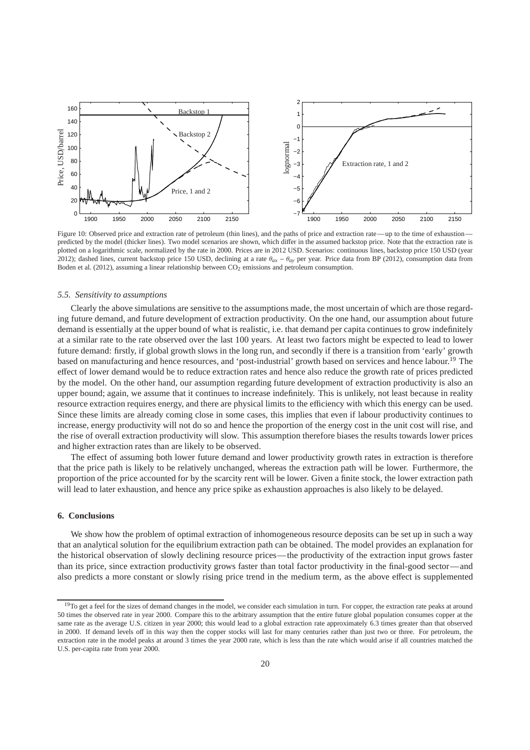Backstop 1
Backstop 2
Price, 1 and 2
Price, USD/barrel
0
20
40
60
80
100
120
140
160
1900 1950 2000 2050 2100 2150

lognormal
2
1
0
−1
−2
−3
−4
−5
−6
−7
Extraction rate, 1 and 2
1900 1950 2000 2050 2100 2150

Figure 10: Observed price and extraction rate of petroleum (thin lines), and the paths of price and extraction rate — up to the time of exhaustion — predicted by the model (thicker lines). Two model scenarios are shown, which differ in the assumed backstop price. Note that the extraction rate is plotted on a logarithmic scale, normalized by the rate in 2000. Prices are in 2012 USD. Scenarios: continuous lines, backstop price 150 USD (year 2012); dashed lines, current backstop price 150 USD, declining at a rate $\theta_{ax} - \theta_{ay}$ per year. Price data from BP (2012), consumption data from Boden et al. (2012), assuming a linear relationship between $CO_2$ emissions and petroleum consumption.

### *5.5. Sensitivity to assumptions*

Clearly the above simulations are sensitive to the assumptions made, the most uncertain of which are those regarding future demand, and future development of extraction productivity. On the one hand, our assumption about future demand is essentially at the upper bound of what is realistic, i.e. that demand per capita continues to grow indefinitely at a similar rate to the rate observed over the last 100 years. At least two factors might be expected to lead to lower future demand: firstly, if global growth slows in the long run, and secondly if there is a transition from 'early' growth based on manufacturing and hence resources, and 'post-industrial' growth based on services and hence labour.[19] The effect of lower demand would be to reduce extraction rates and hence also reduce the growth rate of prices predicted by the model. On the other hand, our assumption regarding future development of extraction productivity is also an upper bound; again, we assume that it continues to increase indefinitely. This is unlikely, not least because in reality resource extraction requires energy, and there are physical limits to the efficiency with which this energy can be used. Since these limits are already coming close in some cases, this implies that even if labour productivity continues to increase, energy productivity will not do so and hence the proportion of the energy cost in the unit cost will rise, and the rise of overall extraction productivity will slow. This assumption therefore biases the results towards lower prices and higher extraction rates than are likely to be observed.

The effect of assuming both lower future demand and lower productivity growth rates in extraction is therefore that the price path is likely to be relatively unchanged, whereas the extraction path will be lower. Furthermore, the proportion of the price accounted for by the scarcity rent will be lower. Given a finite stock, the lower extraction path will lead to later exhaustion, and hence any price spike as exhaustion approaches is also likely to be delayed.

## **6. Conclusions**

We show how the problem of optimal extraction of inhomogeneous resource deposits can be set up in such a way that an analytical solution for the equilibrium extraction path can be obtained. The model provides an explanation for the historical observation of slowly declining resource prices — the productivity of the extraction input grows faster than its price, since extraction productivity grows faster than total factor productivity in the final-good sector — and also predicts a more constant or slowly rising price trend in the medium term, as the above effect is supplemented

[19] To get a feel for the sizes of demand changes in the model, we consider each simulation in turn. For copper, the extraction rate peaks at around 50 times the observed rate in year 2000. Compare this to the arbitrary assumption that the entire future global population consumes copper at the same rate as the average U.S. citizen in year 2000; this would lead to a global extraction rate approximately 6.3 times greater than that observed in 2000. If demand levels off in this way then the copper stocks will last for many centuries rather than just two or three. For petroleum, the extraction rate in the model peaks at around 3 times the year 2000 rate, which is less than the rate which would arise if all countries matched the U.S. per-capita rate from year 2000.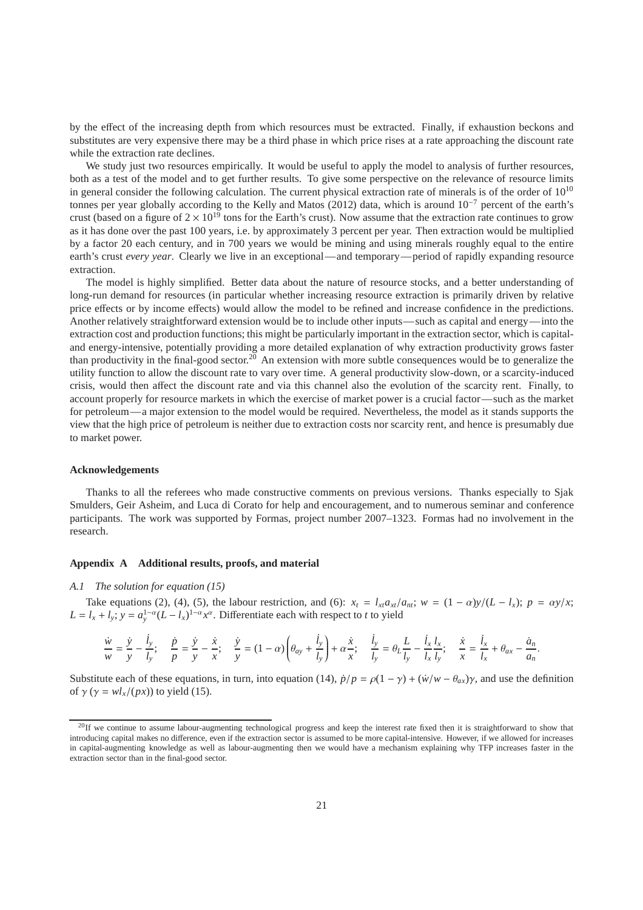by the effect of the increasing depth from which resources must be extracted. Finally, if exhaustion beckons and substitutes are very expensive there may be a third phase in which price rises at a rate approaching the discount rate while the extraction rate declines.

We study just two resources empirically. It would be useful to apply the model to analysis of further resources, both as a test of the model and to get further results. To give some perspective on the relevance of resource limits in general consider the following calculation. The current physical extraction rate of minerals is of the order of $10^{10}$ tonnes per year globally according to the Kelly and Matos (2012) data, which is around $10^{-7}$ percent of the earth's crust (based on a figure of $2 \times 10^{19}$ tons for the Earth's crust). Now assume that the extraction rate continues to grow as it has done over the past 100 years, i.e. by approximately 3 percent per year. Then extraction would be multiplied by a factor 20 each century, and in 700 years we would be mining and using minerals roughly equal to the entire earth's crust *every year*. Clearly we live in an exceptional — and temporary — period of rapidly expanding resource extraction.

The model is highly simplified. Better data about the nature of resource stocks, and a better understanding of long-run demand for resources (in particular whether increasing resource extraction is primarily driven by relative price effects or by income effects) would allow the model to be refined and increase confidence in the predictions. Another relatively straightforward extension would be to include other inputs — such as capital and energy — into the extraction cost and production functions; this might be particularly important in the extraction sector, which is capital- and energy-intensive, potentially providing a more detailed explanation of why extraction productivity grows faster than productivity in the final-good sector.[20] An extension with more subtle consequences would be to generalize the utility function to allow the discount rate to vary over time. A general productivity slow-down, or a scarcity-induced crisis, would then affect the discount rate and via this channel also the evolution of the scarcity rent. Finally, to account properly for resource markets in which the exercise of market power is a crucial factor — such as the market for petroleum — a major extension to the model would be required. Nevertheless, the model as it stands supports the view that the high price of petroleum is neither due to extraction costs nor scarcity rent, and hence is presumably due to market power.

### Acknowledgements

Thanks to all the referees who made constructive comments on previous versions. Thanks especially to Sjak Smulders, Geir Asheim, and Luca di Corato for help and encouragement, and to numerous seminar and conference participants. The work was supported by Formas, project number 2007–1323. Formas had no involvement in the research.

### Appendix A Additional results, proofs, and material

#### *A.1 The solution for equation (15)*

Take equations (2), (4), (5), the labour restriction, and (6): $x_t = l_{xt}a_{xt}/a_{nt}$; $w = (1-\alpha)y/(L-l_x)$; $p = \alpha y/x$; $L = l_x + l_y$; $y = a_y^{1-\alpha}(L-l_x)^{1-\alpha}x^{\alpha}$. Differentiate each with respect to $t$ to yield

$$\frac{\dot{w}}{w} = \frac{\dot{y}}{y} - \frac{\dot{l}_y}{l_y}; \quad \frac{\dot{p}}{p} = \frac{\dot{y}}{y} - \frac{\dot{x}}{x}; \quad \frac{\dot{y}}{y} = (1-\alpha)\left(\theta_{ay} + \frac{\dot{l}_y}{l_y}\right) + \alpha\frac{\dot{x}}{x}; \quad \frac{\dot{l}_y}{l_y} = \theta_L\frac{L}{l_y} - \frac{\dot{l}_x}{l_x}\frac{l_x}{l_y}; \quad \frac{\dot{x}}{x} = \frac{\dot{l}_x}{l_x} + \theta_{ax} - \frac{\dot{a}_n}{a_n}.$$

Substitute each of these equations, in turn, into equation (14), $\dot{p}/p = \rho(1-\gamma) + (\dot{w}/w - \theta_{ax})\gamma$, and use the definition of $\gamma$ ($\gamma = wl_x/(px)$) to yield (15).

[20] If we continue to assume labour-augmenting technological progress and keep the interest rate fixed then it is straightforward to show that introducing capital makes no difference, even if the extraction sector is assumed to be more capital-intensive. However, if we allowed for increases in capital-augmenting knowledge as well as labour-augmenting then we would have a mechanism explaining why TFP increases faster in the extraction sector than in the final-good sector.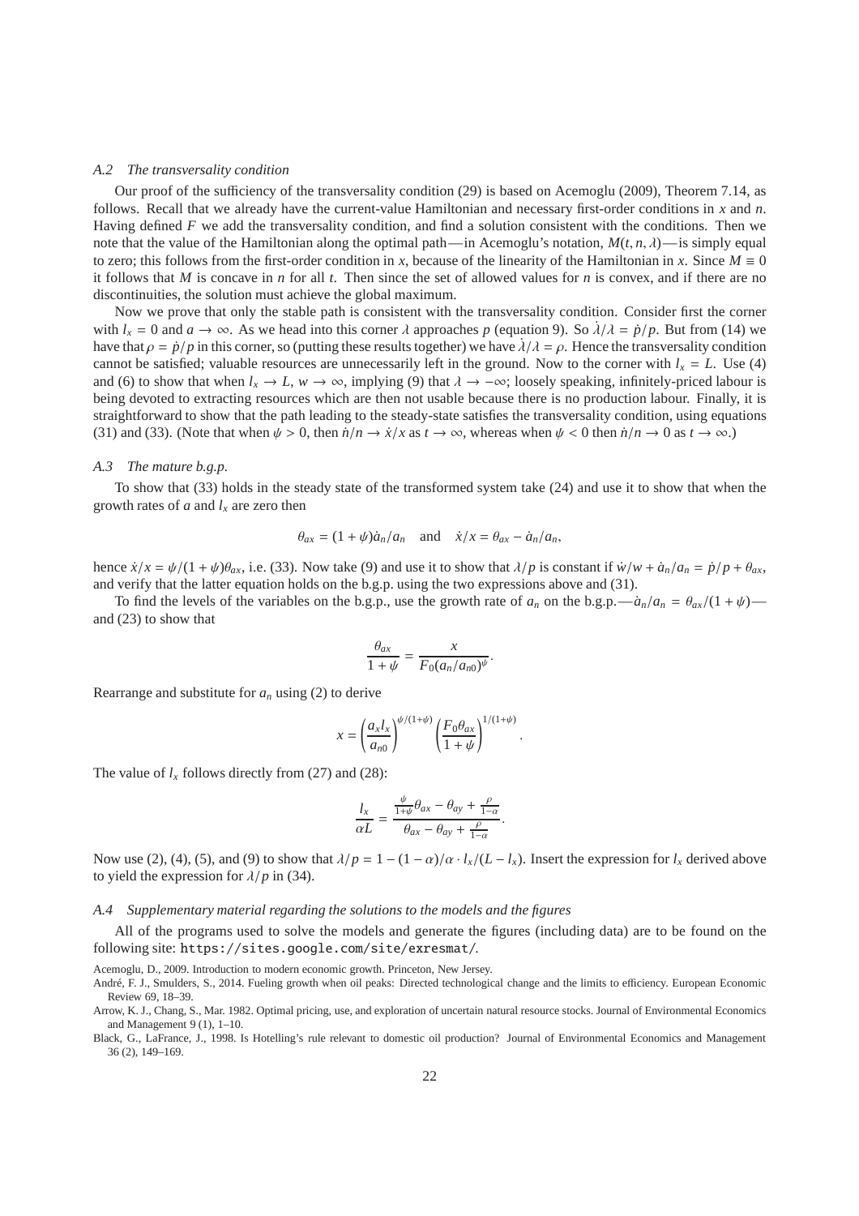### *A.2 The transversality condition*

Our proof of the sufficiency of the transversality condition (29) is based on Acemoglu (2009), Theorem 7.14, as follows. Recall that we already have the current-value Hamiltonian and necessary first-order conditions in $x$ and $n$. Having defined $F$ we add the transversality condition, and find a solution consistent with the conditions. Then we note that the value of the Hamiltonian along the optimal path—in Acemoglu's notation, $M(t, n, \lambda)$—is simply equal to zero; this follows from the first-order condition in $x$, because of the linearity of the Hamiltonian in $x$. Since $M \equiv 0$ it follows that $M$ is concave in $n$ for all $t$. Then since the set of allowed values for $n$ is convex, and if there are no discontinuities, the solution must achieve the global maximum.

Now we prove that only the stable path is consistent with the transversality condition. Consider first the corner with $l_x = 0$ and $a \to \infty$. As we head into this corner $\lambda$ approaches $p$ (equation 9). So $\dot{\lambda}/\lambda = \dot{p}/p$. But from (14) we have that $\rho = \dot{p}/p$ in this corner, so (putting these results together) we have $\dot{\lambda}/\lambda = \rho$. Hence the transversality condition cannot be satisfied; valuable resources are unnecessarily left in the ground. Now to the corner with $l_x = L$. Use (4) and (6) to show that when $l_x \to L$, $w \to \infty$, implying (9) that $\lambda \to -\infty$; loosely speaking, infinitely-priced labour is being devoted to extracting resources which are then not usable because there is no production labour. Finally, it is straightforward to show that the path leading to the steady-state satisfies the transversality condition, using equations (31) and (33). (Note that when $\psi > 0$, then $\dot{n}/n \to \dot{x}/x$ as $t \to \infty$, whereas when $\psi < 0$ then $\dot{n}/n \to 0$ as $t \to \infty$.)

### *A.3 The mature b.g.p.*

To show that (33) holds in the steady state of the transformed system take (24) and use it to show that when the growth rates of $a$ and $l_x$ are zero then

$$\theta_{ax} = (1 + \psi)\dot{a}_n/a_n \quad \text{and} \quad \dot{x}/x = \theta_{ax} - \dot{a}_n/a_n,$$

hence $\dot{x}/x = \psi/(1 + \psi)\theta_{ax}$, i.e. (33). Now take (9) and use it to show that $\lambda/p$ is constant if $\dot{w}/w + \dot{a}_n/a_n = \dot{p}/p + \theta_{ax}$, and verify that the latter equation holds on the b.g.p. using the two expressions above and (31).

To find the levels of the variables on the b.g.p., use the growth rate of $a_n$ on the b.g.p.—$\dot{a}_n/a_n = \theta_{ax}/(1 + \psi)$—and (23) to show that

$$\frac{\theta_{ax}}{1 + \psi} = \frac{x}{F_0(a_n/a_{n0})^{\psi}}.$$

Rearrange and substitute for $a_n$ using (2) to derive

$$x = \left(\frac{a_x l_x}{a_{n0}}\right)^{\psi/(1+\psi)} \left(\frac{F_0 \theta_{ax}}{1 + \psi}\right)^{1/(1+\psi)}.$$

The value of $l_x$ follows directly from (27) and (28):

$$\frac{l_x}{\alpha L} = \frac{\frac{\psi}{1+\psi}\theta_{ax} - \theta_{ay} + \frac{\rho}{1-\alpha}}{\theta_{ax} - \theta_{ay} + \frac{\rho}{1-\alpha}}.$$

Now use (2), (4), (5), and (9) to show that $\lambda/p = 1 - (1 - \alpha)/\alpha \cdot l_x/(L - l_x)$. Insert the expression for $l_x$ derived above to yield the expression for $\lambda/p$ in (34).

### *A.4 Supplementary material regarding the solutions to the models and the figures*

All of the programs used to solve the models and generate the figures (including data) are to be found on the following site: `https://sites.google.com/site/exresmat/`.

Acemoglu, D., 2009. Introduction to modern economic growth. Princeton, New Jersey.

André, F. J., Smulders, S., 2014. Fueling growth when oil peaks: Directed technological change and the limits to efficiency. European Economic Review 69, 18–39.

Arrow, K. J., Chang, S., Mar. 1982. Optimal pricing, use, and exploration of uncertain natural resource stocks. Journal of Environmental Economics and Management 9 (1), 1–10.

Black, G., LaFrance, J., 1998. Is Hotelling's rule relevant to domestic oil production? Journal of Environmental Economics and Management 36 (2), 149–169.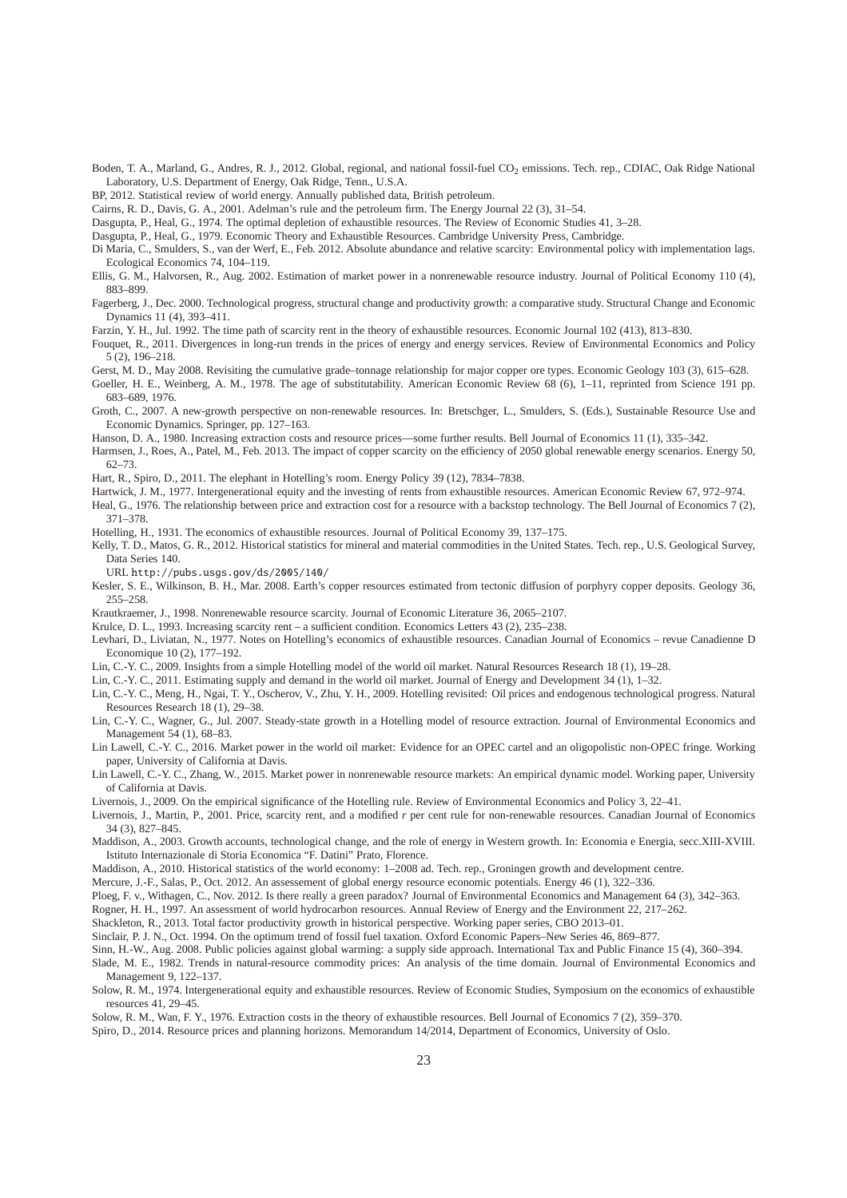Boden, T. A., Marland, G., Andres, R. J., 2012. Global, regional, and national fossil-fuel $CO_2$ emissions. Tech. rep., CDIAC, Oak Ridge National Laboratory, U.S. Department of Energy, Oak Ridge, Tenn., U.S.A.

BP, 2012. Statistical review of world energy. Annually published data, British petroleum.

Cairns, R. D., Davis, G. A., 2001. Adelman's rule and the petroleum firm. The Energy Journal 22 (3), 31–54.

Dasgupta, P., Heal, G., 1974. The optimal depletion of exhaustible resources. The Review of Economic Studies 41, 3–28.

Dasgupta, P., Heal, G., 1979. Economic Theory and Exhaustible Resources. Cambridge University Press, Cambridge.

Di Maria, C., Smulders, S., van der Werf, E., Feb. 2012. Absolute abundance and relative scarcity: Environmental policy with implementation lags. Ecological Economics 74, 104–119.

Ellis, G. M., Halvorsen, R., Aug. 2002. Estimation of market power in a nonrenewable resource industry. Journal of Political Economy 110 (4), 883–899.

Fagerberg, J., Dec. 2000. Technological progress, structural change and productivity growth: a comparative study. Structural Change and Economic Dynamics 11 (4), 393–411.

Farzin, Y. H., Jul. 1992. The time path of scarcity rent in the theory of exhaustible resources. Economic Journal 102 (413), 813–830.

Fouquet, R., 2011. Divergences in long-run trends in the prices of energy and energy services. Review of Environmental Economics and Policy 5 (2), 196–218.

Gerst, M. D., May 2008. Revisiting the cumulative grade–tonnage relationship for major copper ore types. Economic Geology 103 (3), 615–628.

Goeller, H. E., Weinberg, A. M., 1978. The age of substitutability. American Economic Review 68 (6), 1–11, reprinted from Science 191 pp. 683–689, 1976.

Groth, C., 2007. A new-growth perspective on non-renewable resources. In: Bretschger, L., Smulders, S. (Eds.), Sustainable Resource Use and Economic Dynamics. Springer, pp. 127–163.

Hanson, D. A., 1980. Increasing extraction costs and resource prices—some further results. Bell Journal of Economics 11 (1), 335–342.

Harmsen, J., Roes, A., Patel, M., Feb. 2013. The impact of copper scarcity on the efficiency of 2050 global renewable energy scenarios. Energy 50, 62–73.

Hart, R., Spiro, D., 2011. The elephant in Hotelling's room. Energy Policy 39 (12), 7834–7838.

Hartwick, J. M., 1977. Intergenerational equity and the investing of rents from exhaustible resources. American Economic Review 67, 972–974.

Heal, G., 1976. The relationship between price and extraction cost for a resource with a backstop technology. The Bell Journal of Economics 7 (2), 371–378.

Hotelling, H., 1931. The economics of exhaustible resources. Journal of Political Economy 39, 137–175.

Kelly, T. D., Matos, G. R., 2012. Historical statistics for mineral and material commodities in the United States. Tech. rep., U.S. Geological Survey, Data Series 140.
URL http://pubs.usgs.gov/ds/2005/140/

Kesler, S. E., Wilkinson, B. H., Mar. 2008. Earth's copper resources estimated from tectonic diffusion of porphyry copper deposits. Geology 36, 255–258.

Krautkraemer, J., 1998. Nonrenewable resource scarcity. Journal of Economic Literature 36, 2065–2107.

Krulce, D. L., 1993. Increasing scarcity rent – a sufficient condition. Economics Letters 43 (2), 235–238.

Levhari, D., Liviatan, N., 1977. Notes on Hotelling's economics of exhaustible resources. Canadian Journal of Economics – revue Canadienne D Economique 10 (2), 177–192.

Lin, C.-Y. C., 2009. Insights from a simple Hotelling model of the world oil market. Natural Resources Research 18 (1), 19–28.

Lin, C.-Y. C., 2011. Estimating supply and demand in the world oil market. Journal of Energy and Development 34 (1), 1–32.

Lin, C.-Y. C., Meng, H., Ngai, T. Y., Oscherov, V., Zhu, Y. H., 2009. Hotelling revisited: Oil prices and endogenous technological progress. Natural Resources Research 18 (1), 29–38.

Lin, C.-Y. C., Wagner, G., Jul. 2007. Steady-state growth in a Hotelling model of resource extraction. Journal of Environmental Economics and Management 54 (1), 68–83.

Lin Lawell, C.-Y. C., 2016. Market power in the world oil market: Evidence for an OPEC cartel and an oligopolistic non-OPEC fringe. Working paper, University of California at Davis.

Lin Lawell, C.-Y. C., Zhang, W., 2015. Market power in nonrenewable resource markets: An empirical dynamic model. Working paper, University of California at Davis.

Livernois, J., 2009. On the empirical significance of the Hotelling rule. Review of Environmental Economics and Policy 3, 22–41.

Livernois, J., Martin, P., 2001. Price, scarcity rent, and a modified *r* per cent rule for non-renewable resources. Canadian Journal of Economics 34 (3), 827–845.

Maddison, A., 2003. Growth accounts, technological change, and the role of energy in Western growth. In: Economia e Energia, secc.XIII-XVIII. Istituto Internazionale di Storia Economica "F. Datini" Prato, Florence.

Maddison, A., 2010. Historical statistics of the world economy: 1–2008 ad. Tech. rep., Groningen growth and development centre.

Mercure, J.-F., Salas, P., Oct. 2012. An assessement of global energy resource economic potentials. Energy 46 (1), 322–336.

Ploeg, F. v., Withagen, C., Nov. 2012. Is there really a green paradox? Journal of Environmental Economics and Management 64 (3), 342–363.

Rogner, H. H., 1997. An assessment of world hydrocarbon resources. Annual Review of Energy and the Environment 22, 217–262.

Shackleton, R., 2013. Total factor productivity growth in historical perspective. Working paper series, CBO 2013–01.

Sinclair, P. J. N., Oct. 1994. On the optimum trend of fossil fuel taxation. Oxford Economic Papers–New Series 46, 869–877.

Sinn, H.-W., Aug. 2008. Public policies against global warming: a supply side approach. International Tax and Public Finance 15 (4), 360–394.

Slade, M. E., 1982. Trends in natural-resource commodity prices: An analysis of the time domain. Journal of Environmental Economics and Management 9, 122–137.

Solow, R. M., 1974. Intergenerational equity and exhaustible resources. Review of Economic Studies, Symposium on the economics of exhaustible resources 41, 29–45.

Solow, R. M., Wan, F. Y., 1976. Extraction costs in the theory of exhaustible resources. Bell Journal of Economics 7 (2), 359–370.

Spiro, D., 2014. Resource prices and planning horizons. Memorandum 14/2014, Department of Economics, University of Oslo.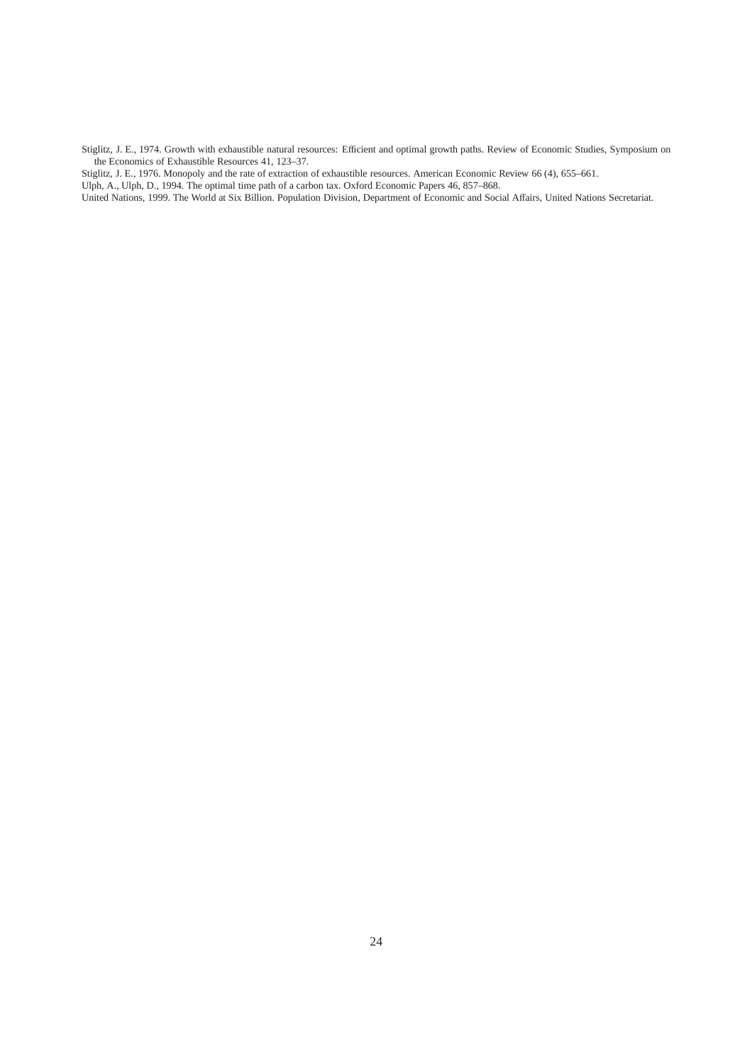Stiglitz, J. E., 1974. Growth with exhaustible natural resources: Efficient and optimal growth paths. Review of Economic Studies, Symposium on the Economics of Exhaustible Resources 41, 123–37.

Stiglitz, J. E., 1976. Monopoly and the rate of extraction of exhaustible resources. American Economic Review 66 (4), 655–661.

Ulph, A., Ulph, D., 1994. The optimal time path of a carbon tax. Oxford Economic Papers 46, 857–868.

United Nations, 1999. The World at Six Billion. Population Division, Department of Economic and Social Affairs, United Nations Secretariat.